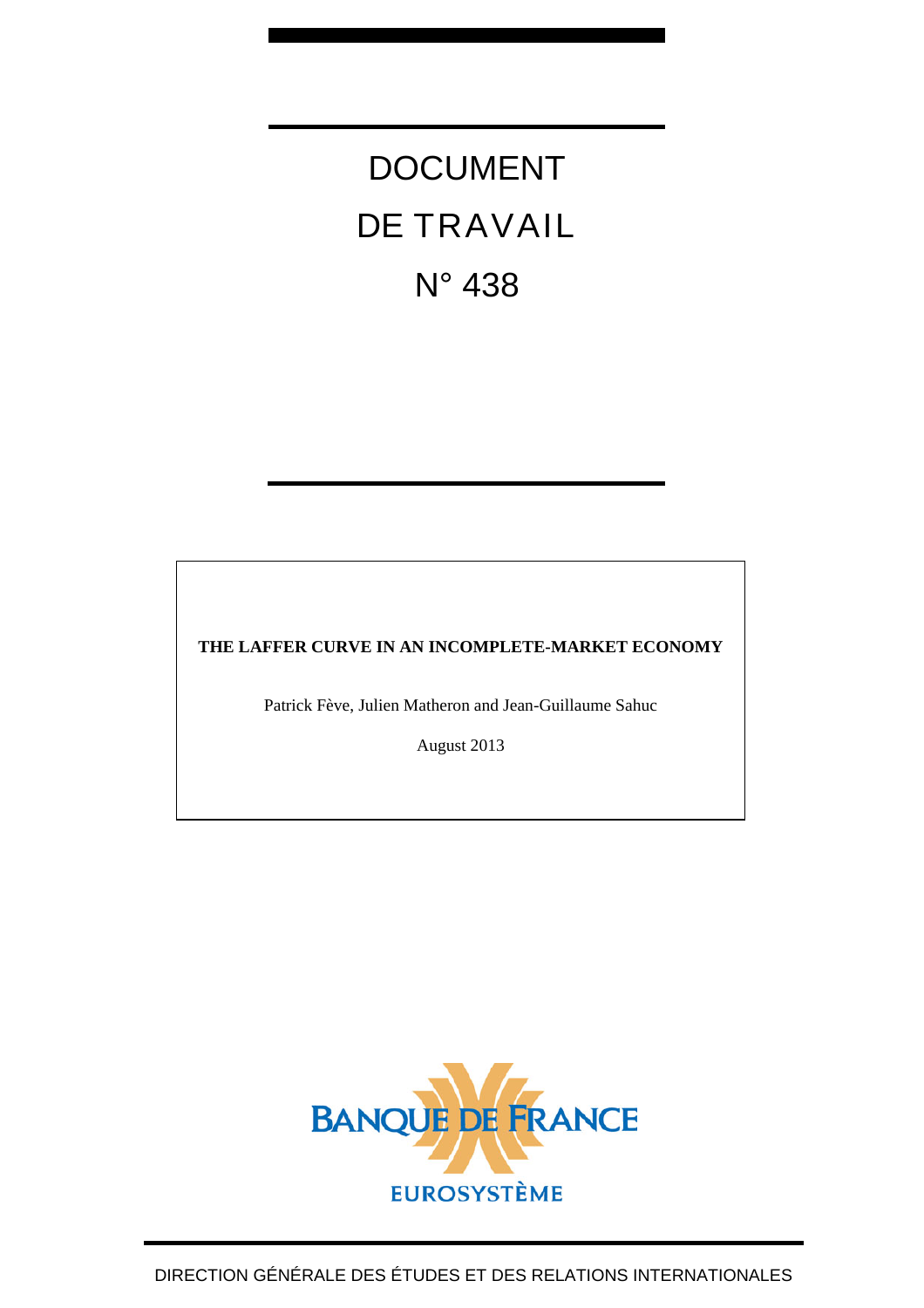# DOCUMENT DE TRAVAIL N° 438

**THE LAFFER CURVE IN AN INCOMPLETE-MARKET ECONOMY**

Patrick Fève, Julien Matheron and Jean-Guillaume Sahuc

August 2013

BANQUE DE FRANCE

EUROSYSTÈME

DIRECTION GÉNÉRALE DES ÉTUDES ET DES RELATIONS INTERNATIONALES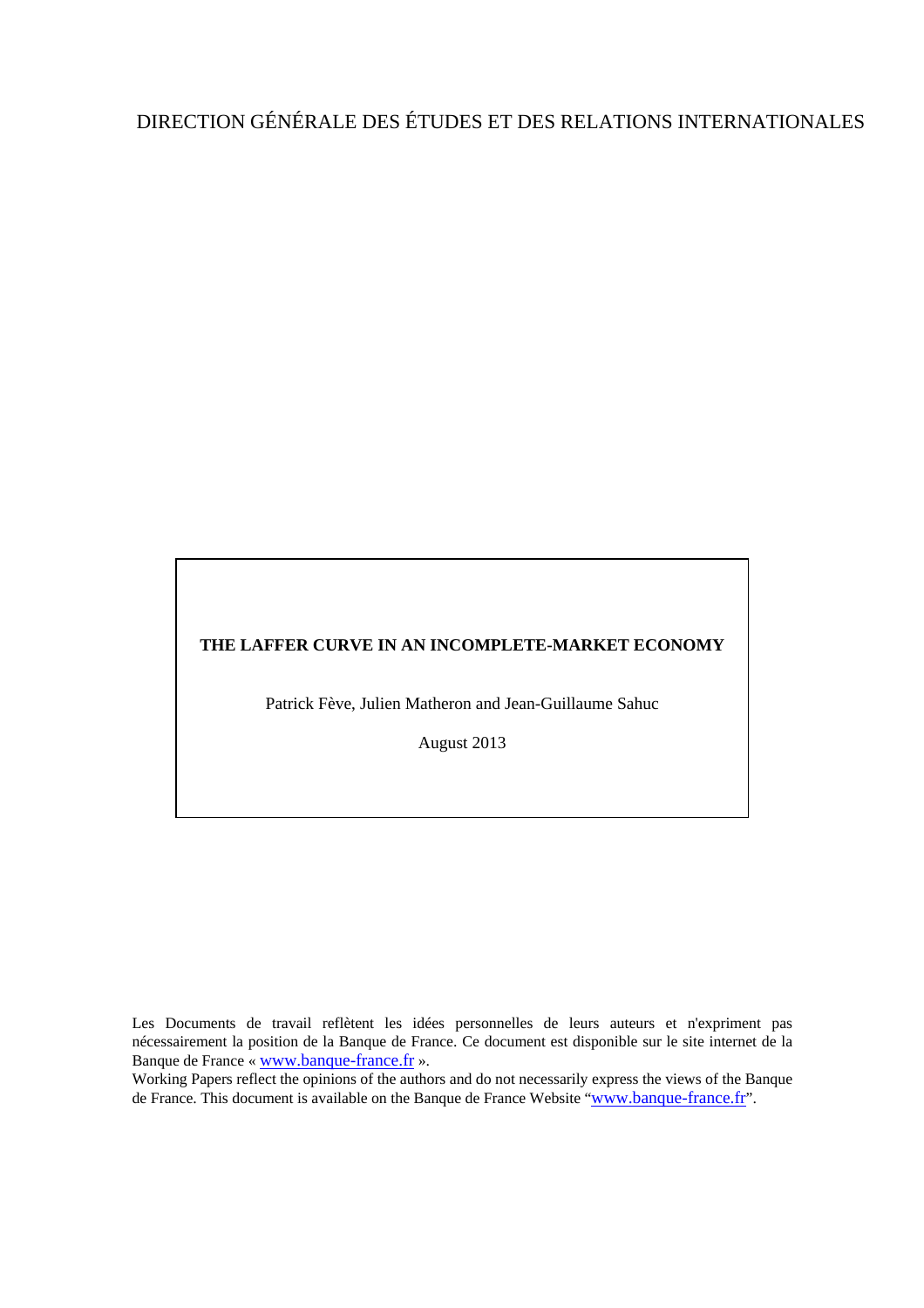DIRECTION GÉNÉRALE DES ÉTUDES ET DES RELATIONS INTERNATIONALES

**THE LAFFER CURVE IN AN INCOMPLETE-MARKET ECONOMY**

Patrick Fève, Julien Matheron and Jean-Guillaume Sahuc

August 2013

Les Documents de travail reflètent les idées personnelles de leurs auteurs et n'expriment pas nécessairement la position de la Banque de France. Ce document est disponible sur le site internet de la Banque de France « www.banque-france.fr ».

Working Papers reflect the opinions of the authors and do not necessarily express the views of the Banque de France. This document is available on the Banque de France Website "www.banque-france.fr".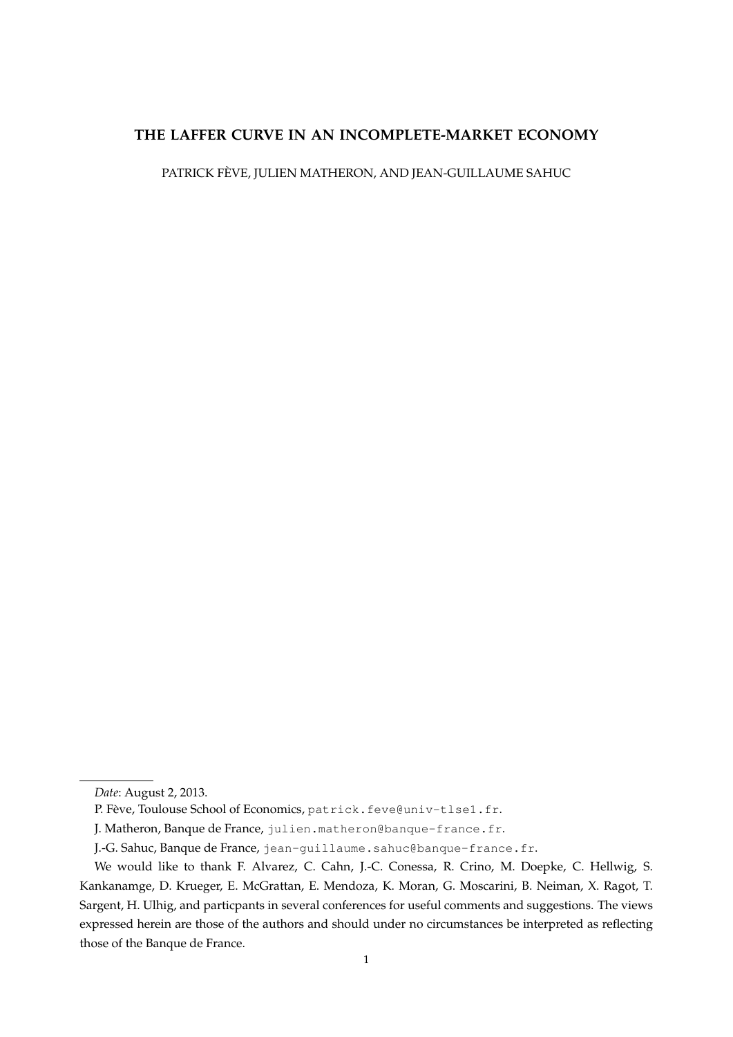**THE LAFFER CURVE IN AN INCOMPLETE-MARKET ECONOMY**

PATRICK FÈVE, JULIEN MATHERON, AND JEAN-GUILLAUME SAHUC

---

*Date*: August 2, 2013.

P. Fève, Toulouse School of Economics, `patrick.feve@univ-tlse1.fr`.

J. Matheron, Banque de France, `julien.matheron@banque-france.fr`.

J.-G. Sahuc, Banque de France, `jean-guillaume.sahuc@banque-france.fr`.

We would like to thank F. Alvarez, C. Cahn, J.-C. Conessa, R. Crino, M. Doepke, C. Hellwig, S. Kankanamge, D. Krueger, E. McGrattan, E. Mendoza, K. Moran, G. Moscarini, B. Neiman, X. Ragot, T. Sargent, H. Ulhig, and particpants in several conferences for useful comments and suggestions. The views expressed herein are those of the authors and should under no circumstances be interpreted as reflecting those of the Banque de France.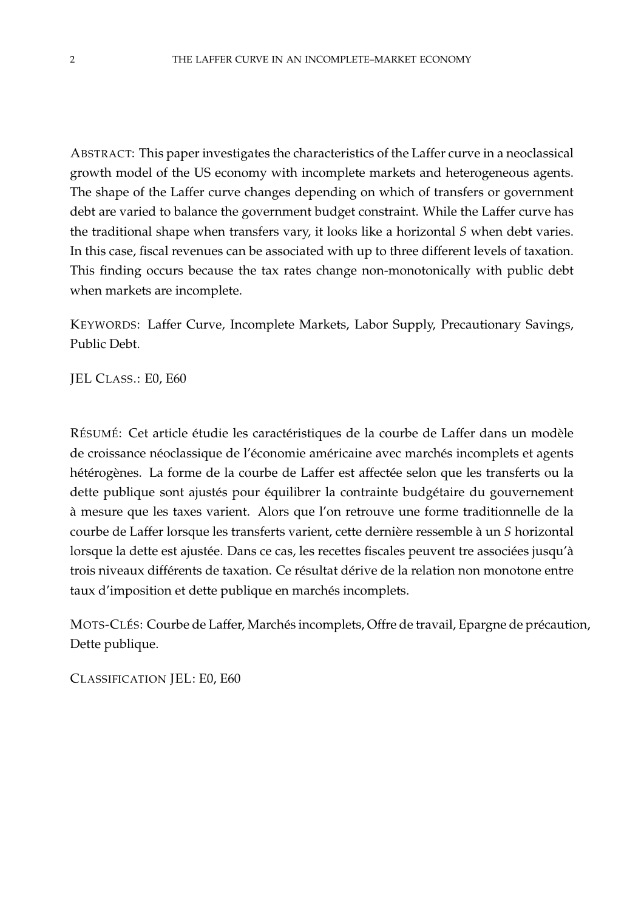ABSTRACT: This paper investigates the characteristics of the Laffer curve in a neoclassical growth model of the US economy with incomplete markets and heterogeneous agents. The shape of the Laffer curve changes depending on which of transfers or government debt are varied to balance the government budget constraint. While the Laffer curve has the traditional shape when transfers vary, it looks like a horizontal *S* when debt varies. In this case, fiscal revenues can be associated with up to three different levels of taxation. This finding occurs because the tax rates change non-monotonically with public debt when markets are incomplete.

KEYWORDS: Laffer Curve, Incomplete Markets, Labor Supply, Precautionary Savings, Public Debt.

JEL CLASS.: E0, E60

RÉSUMÉ: Cet article étudie les caractéristiques de la courbe de Laffer dans un modèle de croissance néoclassique de l'économie américaine avec marchés incomplets et agents hétérogènes. La forme de la courbe de Laffer est affectée selon que les transferts ou la dette publique sont ajustés pour équilibrer la contrainte budgétaire du gouvernement à mesure que les taxes varient. Alors que l'on retrouve une forme traditionnelle de la courbe de Laffer lorsque les transferts varient, cette dernière ressemble à un *S* horizontal lorsque la dette est ajustée. Dans ce cas, les recettes fiscales peuvent tre associées jusqu'à trois niveaux différents de taxation. Ce résultat dérive de la relation non monotone entre taux d'imposition et dette publique en marchés incomplets.

MOTS-CLÉS: Courbe de Laffer, Marchés incomplets, Offre de travail, Epargne de précaution, Dette publique.

CLASSIFICATION JEL: E0, E60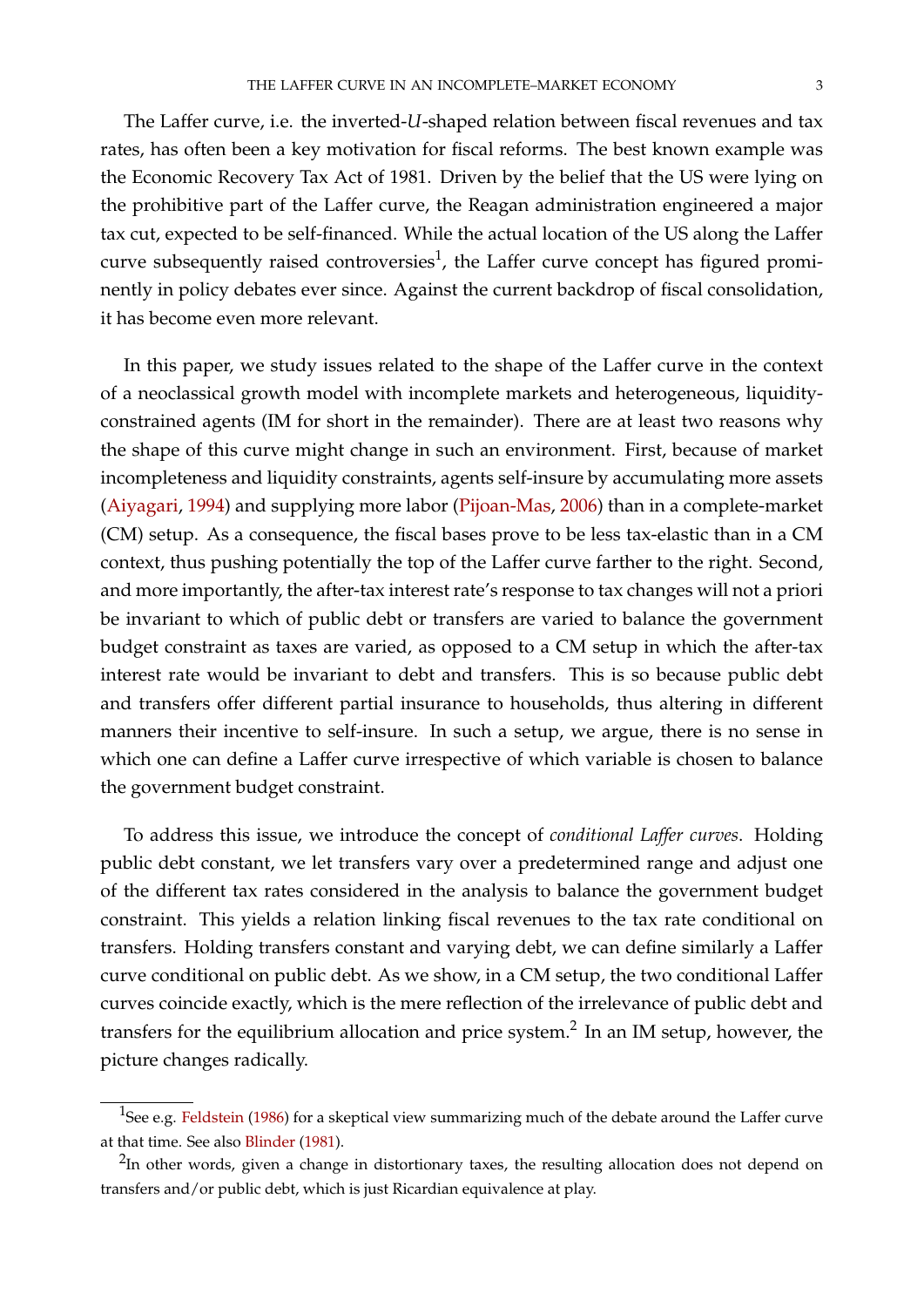The Laffer curve, i.e. the inverted-$U$-shaped relation between fiscal revenues and tax rates, has often been a key motivation for fiscal reforms. The best known example was the Economic Recovery Tax Act of 1981. Driven by the belief that the US were lying on the prohibitive part of the Laffer curve, the Reagan administration engineered a major tax cut, expected to be self-financed. While the actual location of the US along the Laffer curve subsequently raised controversies[1], the Laffer curve concept has figured prominently in policy debates ever since. Against the current backdrop of fiscal consolidation, it has become even more relevant.

In this paper, we study issues related to the shape of the Laffer curve in the context of a neoclassical growth model with incomplete markets and heterogeneous, liquidity-constrained agents (IM for short in the remainder). There are at least two reasons why the shape of this curve might change in such an environment. First, because of market incompleteness and liquidity constraints, agents self-insure by accumulating more assets (Aiyagari, 1994) and supplying more labor (Pijoan-Mas, 2006) than in a complete-market (CM) setup. As a consequence, the fiscal bases prove to be less tax-elastic than in a CM context, thus pushing potentially the top of the Laffer curve farther to the right. Second, and more importantly, the after-tax interest rate's response to tax changes will not a priori be invariant to which of public debt or transfers are varied to balance the government budget constraint as taxes are varied, as opposed to a CM setup in which the after-tax interest rate would be invariant to debt and transfers. This is so because public debt and transfers offer different partial insurance to households, thus altering in different manners their incentive to self-insure. In such a setup, we argue, there is no sense in which one can define a Laffer curve irrespective of which variable is chosen to balance the government budget constraint.

To address this issue, we introduce the concept of *conditional Laffer curves*. Holding public debt constant, we let transfers vary over a predetermined range and adjust one of the different tax rates considered in the analysis to balance the government budget constraint. This yields a relation linking fiscal revenues to the tax rate conditional on transfers. Holding transfers constant and varying debt, we can define similarly a Laffer curve conditional on public debt. As we show, in a CM setup, the two conditional Laffer curves coincide exactly, which is the mere reflection of the irrelevance of public debt and transfers for the equilibrium allocation and price system.[2] In an IM setup, however, the picture changes radically.

[1] See e.g. Feldstein (1986) for a skeptical view summarizing much of the debate around the Laffer curve at that time. See also Blinder (1981).

[2] In other words, given a change in distortionary taxes, the resulting allocation does not depend on transfers and/or public debt, which is just Ricardian equivalence at play.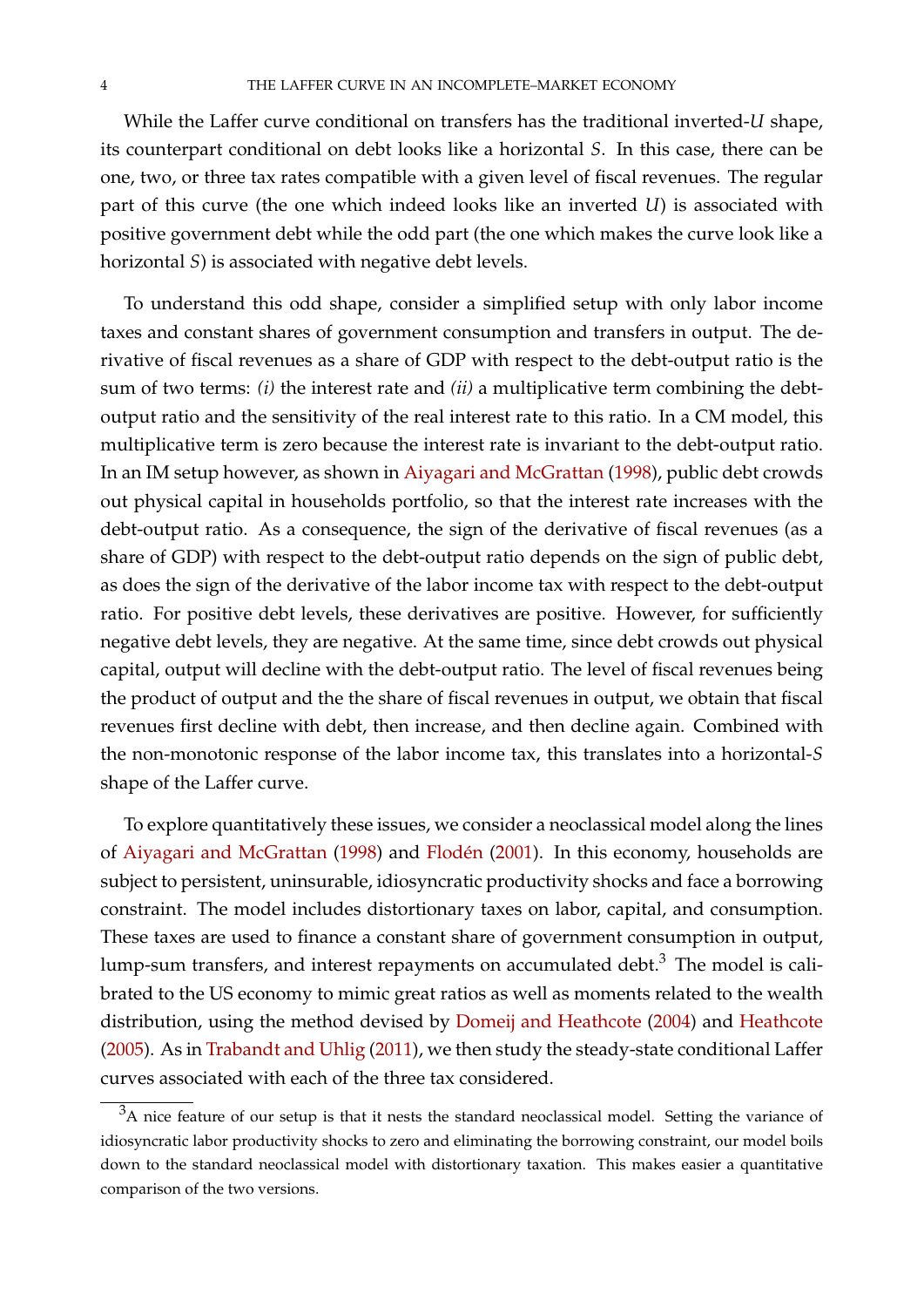While the Laffer curve conditional on transfers has the traditional inverted-*U* shape, its counterpart conditional on debt looks like a horizontal *S*. In this case, there can be one, two, or three tax rates compatible with a given level of fiscal revenues. The regular part of this curve (the one which indeed looks like an inverted *U*) is associated with positive government debt while the odd part (the one which makes the curve look like a horizontal *S*) is associated with negative debt levels.

To understand this odd shape, consider a simplified setup with only labor income taxes and constant shares of government consumption and transfers in output. The derivative of fiscal revenues as a share of GDP with respect to the debt-output ratio is the sum of two terms: *(i)* the interest rate and *(ii)* a multiplicative term combining the debt-output ratio and the sensitivity of the real interest rate to this ratio. In a CM model, this multiplicative term is zero because the interest rate is invariant to the debt-output ratio. In an IM setup however, as shown in Aiyagari and McGrattan (1998), public debt crowds out physical capital in households portfolio, so that the interest rate increases with the debt-output ratio. As a consequence, the sign of the derivative of fiscal revenues (as a share of GDP) with respect to the debt-output ratio depends on the sign of public debt, as does the sign of the derivative of the labor income tax with respect to the debt-output ratio. For positive debt levels, these derivatives are positive. However, for sufficiently negative debt levels, they are negative. At the same time, since debt crowds out physical capital, output will decline with the debt-output ratio. The level of fiscal revenues being the product of output and the the share of fiscal revenues in output, we obtain that fiscal revenues first decline with debt, then increase, and then decline again. Combined with the non-monotonic response of the labor income tax, this translates into a horizontal-*S* shape of the Laffer curve.

To explore quantitatively these issues, we consider a neoclassical model along the lines of Aiyagari and McGrattan (1998) and Flodén (2001). In this economy, households are subject to persistent, uninsurable, idiosyncratic productivity shocks and face a borrowing constraint. The model includes distortionary taxes on labor, capital, and consumption. These taxes are used to finance a constant share of government consumption in output, lump-sum transfers, and interest repayments on accumulated debt.[3] The model is calibrated to the US economy to mimic great ratios as well as moments related to the wealth distribution, using the method devised by Domeij and Heathcote (2004) and Heathcote (2005). As in Trabandt and Uhlig (2011), we then study the steady-state conditional Laffer curves associated with each of the three tax considered.

[3] A nice feature of our setup is that it nests the standard neoclassical model. Setting the variance of idiosyncratic labor productivity shocks to zero and eliminating the borrowing constraint, our model boils down to the standard neoclassical model with distortionary taxation. This makes easier a quantitative comparison of the two versions.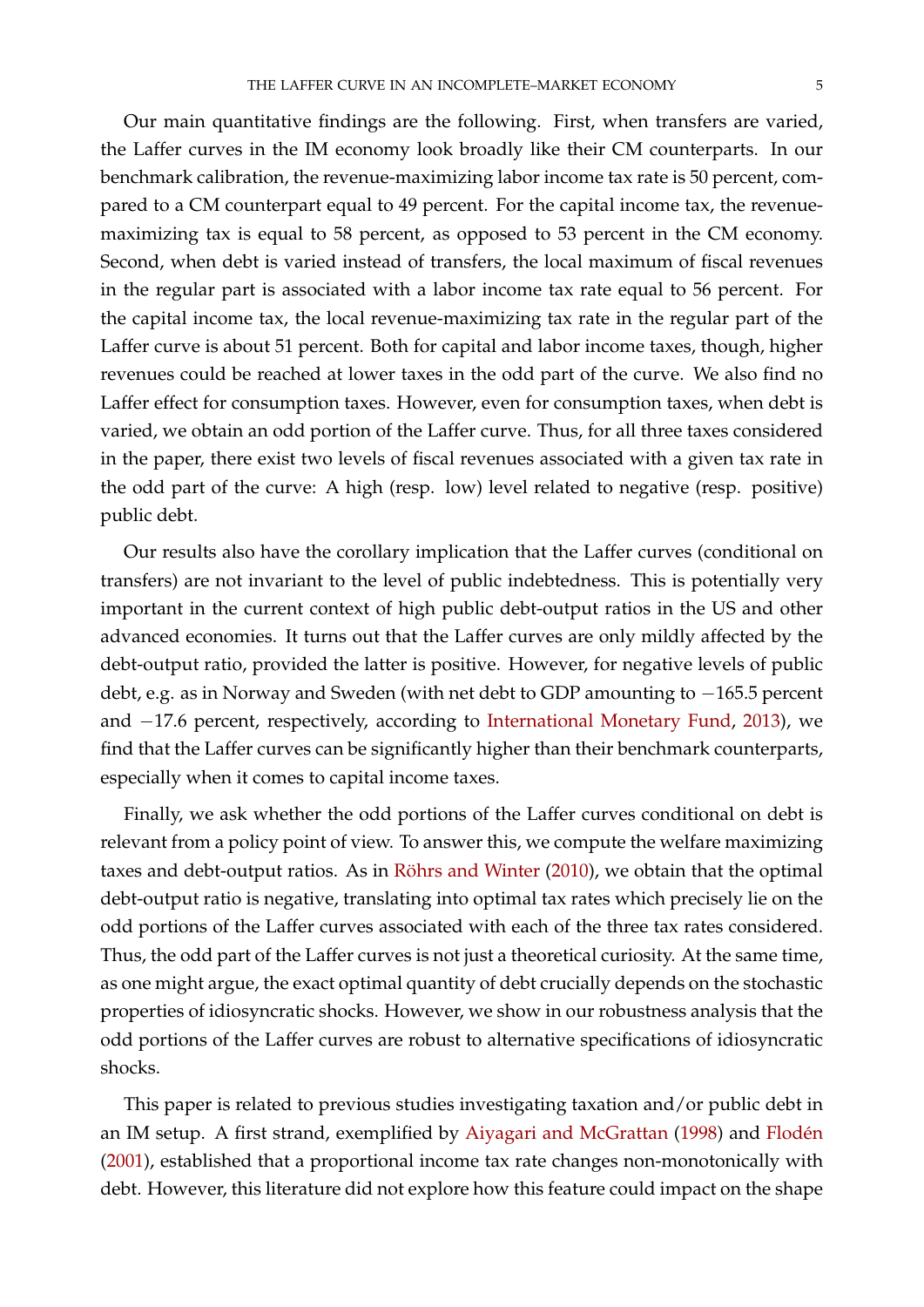Our main quantitative findings are the following. First, when transfers are varied, the Laffer curves in the IM economy look broadly like their CM counterparts. In our benchmark calibration, the revenue-maximizing labor income tax rate is 50 percent, compared to a CM counterpart equal to 49 percent. For the capital income tax, the revenue-maximizing tax is equal to 58 percent, as opposed to 53 percent in the CM economy. Second, when debt is varied instead of transfers, the local maximum of fiscal revenues in the regular part is associated with a labor income tax rate equal to 56 percent. For the capital income tax, the local revenue-maximizing tax rate in the regular part of the Laffer curve is about 51 percent. Both for capital and labor income taxes, though, higher revenues could be reached at lower taxes in the odd part of the curve. We also find no Laffer effect for consumption taxes. However, even for consumption taxes, when debt is varied, we obtain an odd portion of the Laffer curve. Thus, for all three taxes considered in the paper, there exist two levels of fiscal revenues associated with a given tax rate in the odd part of the curve: A high (resp. low) level related to negative (resp. positive) public debt.

Our results also have the corollary implication that the Laffer curves (conditional on transfers) are not invariant to the level of public indebtedness. This is potentially very important in the current context of high public debt-output ratios in the US and other advanced economies. It turns out that the Laffer curves are only mildly affected by the debt-output ratio, provided the latter is positive. However, for negative levels of public debt, e.g. as in Norway and Sweden (with net debt to GDP amounting to $-165.5$ percent and $-17.6$ percent, respectively, according to International Monetary Fund, 2013), we find that the Laffer curves can be significantly higher than their benchmark counterparts, especially when it comes to capital income taxes.

Finally, we ask whether the odd portions of the Laffer curves conditional on debt is relevant from a policy point of view. To answer this, we compute the welfare maximizing taxes and debt-output ratios. As in Röhrs and Winter (2010), we obtain that the optimal debt-output ratio is negative, translating into optimal tax rates which precisely lie on the odd portions of the Laffer curves associated with each of the three tax rates considered. Thus, the odd part of the Laffer curves is not just a theoretical curiosity. At the same time, as one might argue, the exact optimal quantity of debt crucially depends on the stochastic properties of idiosyncratic shocks. However, we show in our robustness analysis that the odd portions of the Laffer curves are robust to alternative specifications of idiosyncratic shocks.

This paper is related to previous studies investigating taxation and/or public debt in an IM setup. A first strand, exemplified by Aiyagari and McGrattan (1998) and Flodén (2001), established that a proportional income tax rate changes non-monotonically with debt. However, this literature did not explore how this feature could impact on the shape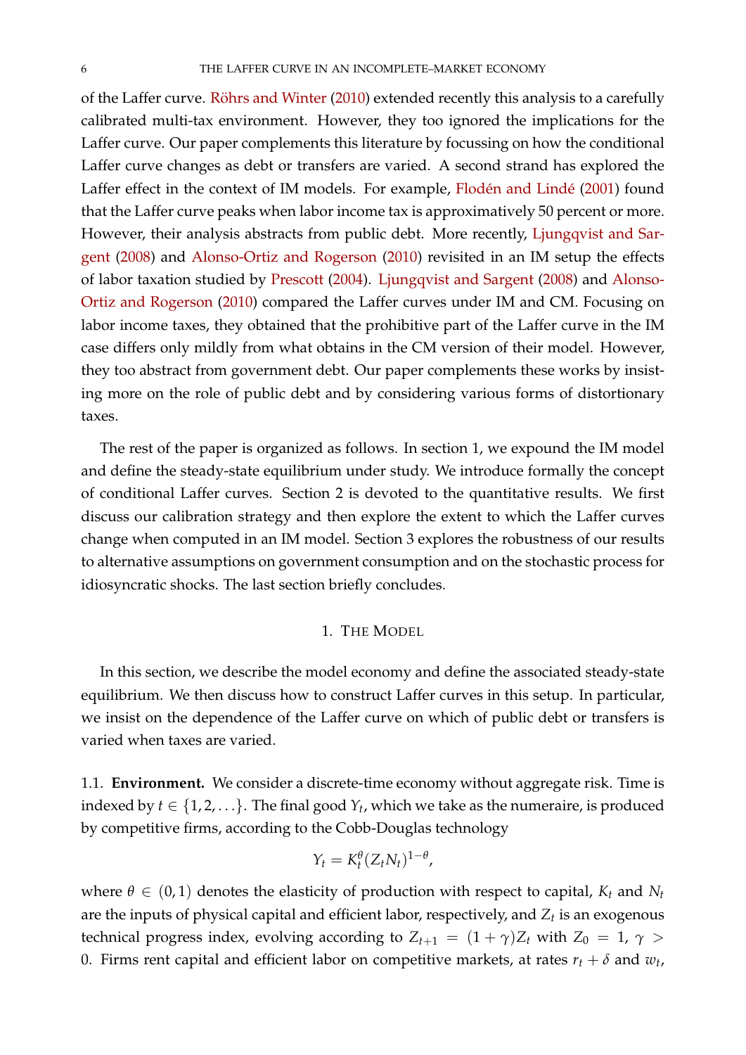of the Laffer curve. Röhrs and Winter (2010) extended recently this analysis to a carefully calibrated multi-tax environment. However, they too ignored the implications for the Laffer curve. Our paper complements this literature by focussing on how the conditional Laffer curve changes as debt or transfers are varied. A second strand has explored the Laffer effect in the context of IM models. For example, Flodén and Lindé (2001) found that the Laffer curve peaks when labor income tax is approximatively 50 percent or more. However, their analysis abstracts from public debt. More recently, Ljungqvist and Sargent (2008) and Alonso-Ortiz and Rogerson (2010) revisited in an IM setup the effects of labor taxation studied by Prescott (2004). Ljungqvist and Sargent (2008) and Alonso-Ortiz and Rogerson (2010) compared the Laffer curves under IM and CM. Focusing on labor income taxes, they obtained that the prohibitive part of the Laffer curve in the IM case differs only mildly from what obtains in the CM version of their model. However, they too abstract from government debt. Our paper complements these works by insisting more on the role of public debt and by considering various forms of distortionary taxes.

The rest of the paper is organized as follows. In section 1, we expound the IM model and define the steady-state equilibrium under study. We introduce formally the concept of conditional Laffer curves. Section 2 is devoted to the quantitative results. We first discuss our calibration strategy and then explore the extent to which the Laffer curves change when computed in an IM model. Section 3 explores the robustness of our results to alternative assumptions on government consumption and on the stochastic process for idiosyncratic shocks. The last section briefly concludes.

## 1. The Model

In this section, we describe the model economy and define the associated steady-state equilibrium. We then discuss how to construct Laffer curves in this setup. In particular, we insist on the dependence of the Laffer curve on which of public debt or transfers is varied when taxes are varied.

**1.1. Environment.** We consider a discrete-time economy without aggregate risk. Time is indexed by $t \in \{1, 2, \ldots\}$. The final good $Y_t$, which we take as the numeraire, is produced by competitive firms, according to the Cobb-Douglas technology

$$Y_t = K_t^{\theta}(Z_t N_t)^{1-\theta},$$

where $\theta \in (0, 1)$ denotes the elasticity of production with respect to capital, $K_t$ and $N_t$ are the inputs of physical capital and efficient labor, respectively, and $Z_t$ is an exogenous technical progress index, evolving according to $Z_{t+1} = (1 + \gamma)Z_t$ with $Z_0 = 1$, $\gamma > 0$. Firms rent capital and efficient labor on competitive markets, at rates $r_t + \delta$ and $w_t$,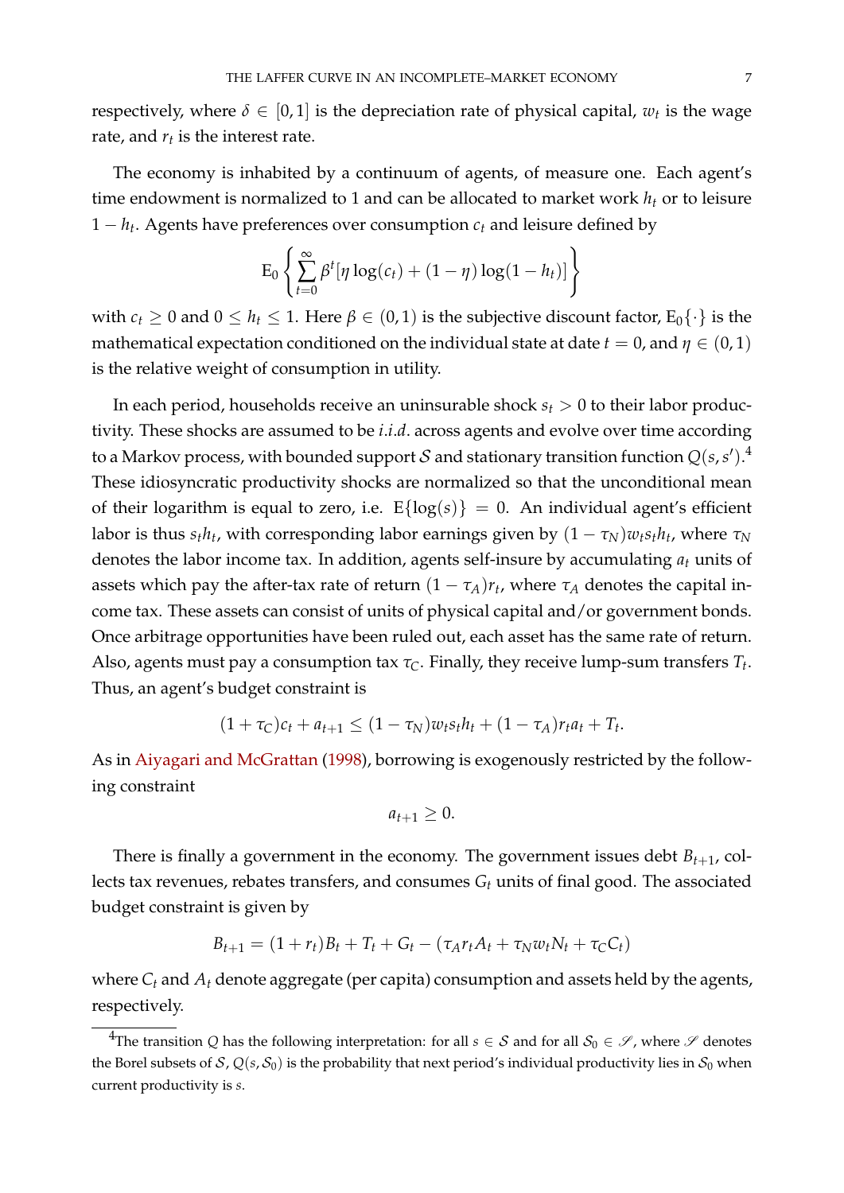respectively, where $\delta \in [0, 1]$ is the depreciation rate of physical capital, $w_t$ is the wage rate, and $r_t$ is the interest rate.

The economy is inhabited by a continuum of agents, of measure one. Each agent's time endowment is normalized to 1 and can be allocated to market work $h_t$ or to leisure $1 - h_t$. Agents have preferences over consumption $c_t$ and leisure defined by

$$\mathrm{E}_0 \left\{ \sum_{t=0}^{\infty} \beta^t [\eta \log(c_t) + (1 - \eta) \log(1 - h_t)] \right\}$$

with $c_t \geq 0$ and $0 \leq h_t \leq 1$. Here $\beta \in (0, 1)$ is the subjective discount factor, $\mathrm{E}_0\{\cdot\}$ is the mathematical expectation conditioned on the individual state at date $t = 0$, and $\eta \in (0, 1)$ is the relative weight of consumption in utility.

In each period, households receive an uninsurable shock $s_t > 0$ to their labor productivity. These shocks are assumed to be *i.i.d.* across agents and evolve over time according to a Markov process, with bounded support $\mathcal{S}$ and stationary transition function $Q(s, s')$.[4] These idiosyncratic productivity shocks are normalized so that the unconditional mean of their logarithm is equal to zero, i.e. $\mathrm{E}\{\log(s)\} = 0$. An individual agent's efficient labor is thus $s_t h_t$, with corresponding labor earnings given by $(1 - \tau_N) w_t s_t h_t$, where $\tau_N$ denotes the labor income tax. In addition, agents self-insure by accumulating $a_t$ units of assets which pay the after-tax rate of return $(1 - \tau_A) r_t$, where $\tau_A$ denotes the capital income tax. These assets can consist of units of physical capital and/or government bonds. Once arbitrage opportunities have been ruled out, each asset has the same rate of return. Also, agents must pay a consumption tax $\tau_C$. Finally, they receive lump-sum transfers $T_t$. Thus, an agent's budget constraint is

$$(1 + \tau_C) c_t + a_{t+1} \leq (1 - \tau_N) w_t s_t h_t + (1 - \tau_A) r_t a_t + T_t.$$

As in Aiyagari and McGrattan (1998), borrowing is exogenously restricted by the following constraint

$$a_{t+1} \geq 0.$$

There is finally a government in the economy. The government issues debt $B_{t+1}$, collects tax revenues, rebates transfers, and consumes $G_t$ units of final good. The associated budget constraint is given by

$$B_{t+1} = (1 + r_t) B_t + T_t + G_t - (\tau_A r_t A_t + \tau_N w_t N_t + \tau_C C_t)$$

where $C_t$ and $A_t$ denote aggregate (per capita) consumption and assets held by the agents, respectively.

---

[4] The transition $Q$ has the following interpretation: for all $s \in \mathcal{S}$ and for all $\mathcal{S}_0 \in \mathscr{S}$, where $\mathscr{S}$ denotes the Borel subsets of $\mathcal{S}$, $Q(s, \mathcal{S}_0)$ is the probability that next period's individual productivity lies in $\mathcal{S}_0$ when current productivity is $s$.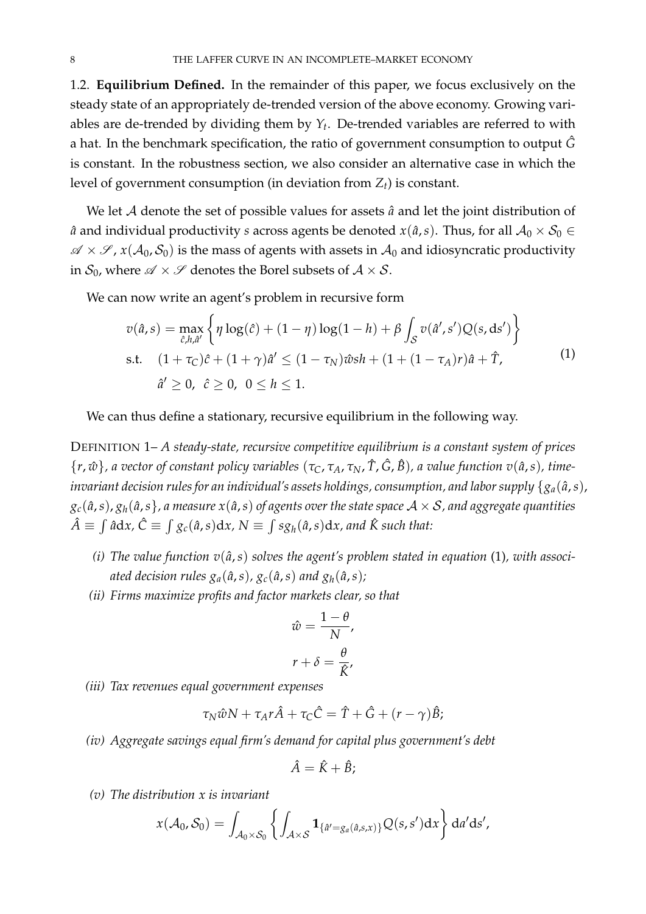1.2. **Equilibrium Defined.** In the remainder of this paper, we focus exclusively on the steady state of an appropriately de-trended version of the above economy. Growing variables are de-trended by dividing them by $Y_t$. De-trended variables are referred to with a hat. In the benchmark specification, the ratio of government consumption to output $\hat{G}$ is constant. In the robustness section, we also consider an alternative case in which the level of government consumption (in deviation from $Z_t$) is constant.

We let $\mathcal{A}$ denote the set of possible values for assets $\hat{a}$ and let the joint distribution of $\hat{a}$ and individual productivity $s$ across agents be denoted $x(\hat{a}, s)$. Thus, for all $\mathcal{A}_0 \times \mathcal{S}_0 \in \mathscr{A} \times \mathscr{S}$, $x(\mathcal{A}_0, \mathcal{S}_0)$ is the mass of agents with assets in $\mathcal{A}_0$ and idiosyncratic productivity in $\mathcal{S}_0$, where $\mathscr{A} \times \mathscr{S}$ denotes the Borel subsets of $\mathcal{A} \times \mathcal{S}$.

We can now write an agent's problem in recursive form

$$
\begin{aligned}
v(\hat{a}, s) = &\max_{\hat{c}, h, \hat{a}'} \left\{ \eta \log(\hat{c}) + (1-\eta)\log(1-h) + \beta \int_{\mathcal{S}} v(\hat{a}', s') Q(s, \mathrm{d}s') \right\} \\
\text{s.t.} \quad & (1+\tau_C)\hat{c} + (1+\gamma)\hat{a}' \leq (1-\tau_N)\hat{w}sh + (1 + (1-\tau_A)r)\hat{a} + \hat{T}, \\
& \hat{a}' \geq 0, \;\; \hat{c} \geq 0, \;\; 0 \leq h \leq 1.
\end{aligned}
\tag{1}
$$

We can thus define a stationary, recursive equilibrium in the following way.

DEFINITION 1– *A steady-state, recursive competitive equilibrium is a constant system of prices $\{r, \hat{w}\}$, a vector of constant policy variables $(\tau_C, \tau_A, \tau_N, \hat{T}, \hat{G}, \hat{B})$, a value function $v(\hat{a}, s)$, time-invariant decision rules for an individual's assets holdings, consumption, and labor supply $\{g_a(\hat{a}, s), g_c(\hat{a}, s), g_h(\hat{a}, s\}$, a measure $x(\hat{a}, s)$ of agents over the state space $\mathcal{A} \times \mathcal{S}$, and aggregate quantities $\hat{A} \equiv \int \hat{a} \mathrm{d}x$, $\hat{C} \equiv \int g_c(\hat{a}, s)\mathrm{d}x$, $N \equiv \int s g_h(\hat{a}, s)\mathrm{d}x$, and $\hat{K}$ such that:*

- *(i) The value function $v(\hat{a}, s)$ solves the agent's problem stated in equation (1), with associated decision rules $g_a(\hat{a}, s)$, $g_c(\hat{a}, s)$ and $g_h(\hat{a}, s)$;*
- *(ii) Firms maximize profits and factor markets clear, so that*

$$
\hat{w} = \frac{1-\theta}{N},
$$

$$
r + \delta = \frac{\theta}{\hat{K}},
$$

- *(iii) Tax revenues equal government expenses*

$$
\tau_N \hat{w} N + \tau_A r \hat{A} + \tau_C \hat{C} = \hat{T} + \hat{G} + (r - \gamma)\hat{B};
$$

- *(iv) Aggregate savings equal firm's demand for capital plus government's debt*

$$
\hat{A} = \hat{K} + \hat{B};
$$

- *(v) The distribution $x$ is invariant*

$$
x(\mathcal{A}_0, \mathcal{S}_0) = \int_{\mathcal{A}_0 \times \mathcal{S}_0} \left\{ \int_{\mathcal{A} \times \mathcal{S}} \mathbf{1}_{\{\hat{a}' = g_a(\hat{a}, s, x)\}} Q(s, s') \mathrm{d}x \right\} \mathrm{d}a' \mathrm{d}s',
$$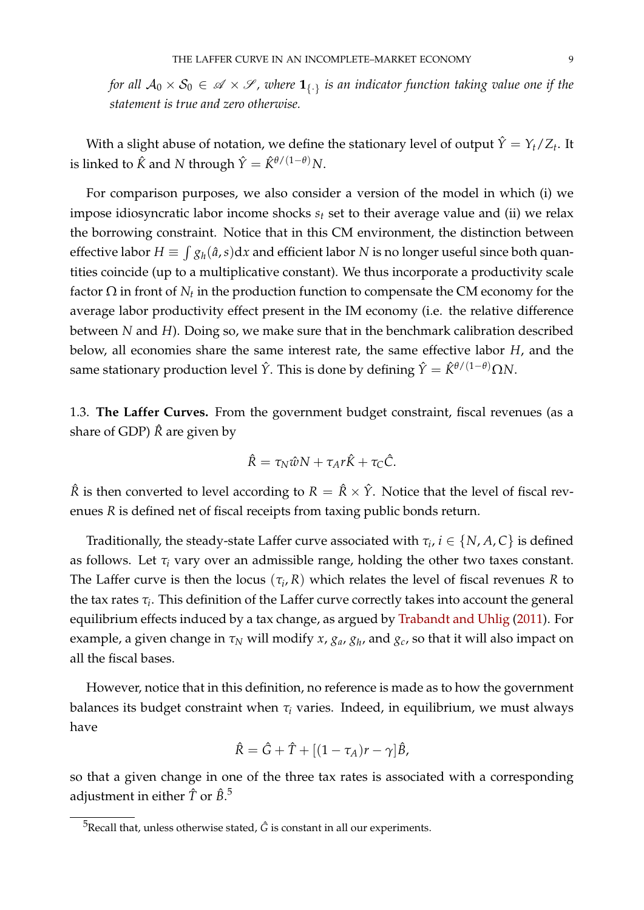*for all $\mathcal{A}_0 \times \mathcal{S}_0 \in \mathscr{A} \times \mathscr{S}$, where $\mathbf{1}_{\{\cdot\}}$ is an indicator function taking value one if the statement is true and zero otherwise.*

With a slight abuse of notation, we define the stationary level of output $\hat{Y} = Y_t/Z_t$. It is linked to $\hat{K}$ and $N$ through $\hat{Y} = \hat{K}^{\theta/(1-\theta)}N$.

For comparison purposes, we also consider a version of the model in which (i) we impose idiosyncratic labor income shocks $s_t$ set to their average value and (ii) we relax the borrowing constraint. Notice that in this CM environment, the distinction between effective labor $H \equiv \int g_h(\hat{a}, s)\mathrm{d}x$ and efficient labor $N$ is no longer useful since both quantities coincide (up to a multiplicative constant). We thus incorporate a productivity scale factor $\Omega$ in front of $N_t$ in the production function to compensate the CM economy for the average labor productivity effect present in the IM economy (i.e. the relative difference between $N$ and $H$). Doing so, we make sure that in the benchmark calibration described below, all economies share the same interest rate, the same effective labor $H$, and the same stationary production level $\hat{Y}$. This is done by defining $\hat{Y} = \hat{K}^{\theta/(1-\theta)}\Omega N$.

1.3. **The Laffer Curves.** From the government budget constraint, fiscal revenues (as a share of GDP) $\hat{R}$ are given by

$$\hat{R} = \tau_N \hat{w} N + \tau_A r \hat{K} + \tau_C \hat{C}.$$

$\hat{R}$ is then converted to level according to $R = \hat{R} \times \hat{Y}$. Notice that the level of fiscal revenues $R$ is defined net of fiscal receipts from taxing public bonds return.

Traditionally, the steady-state Laffer curve associated with $\tau_i$, $i \in \{N, A, C\}$ is defined as follows. Let $\tau_i$ vary over an admissible range, holding the other two taxes constant. The Laffer curve is then the locus $(\tau_i, R)$ which relates the level of fiscal revenues $R$ to the tax rates $\tau_i$. This definition of the Laffer curve correctly takes into account the general equilibrium effects induced by a tax change, as argued by Trabandt and Uhlig (2011). For example, a given change in $\tau_N$ will modify $x$, $g_a$, $g_h$, and $g_c$, so that it will also impact on all the fiscal bases.

However, notice that in this definition, no reference is made as to how the government balances its budget constraint when $\tau_i$ varies. Indeed, in equilibrium, we must always have

$$\hat{R} = \hat{G} + \hat{T} + [(1 - \tau_A)r - \gamma]\hat{B},$$

so that a given change in one of the three tax rates is associated with a corresponding adjustment in either $\hat{T}$ or $\hat{B}$.[5]

[5] Recall that, unless otherwise stated, $\hat{G}$ is constant in all our experiments.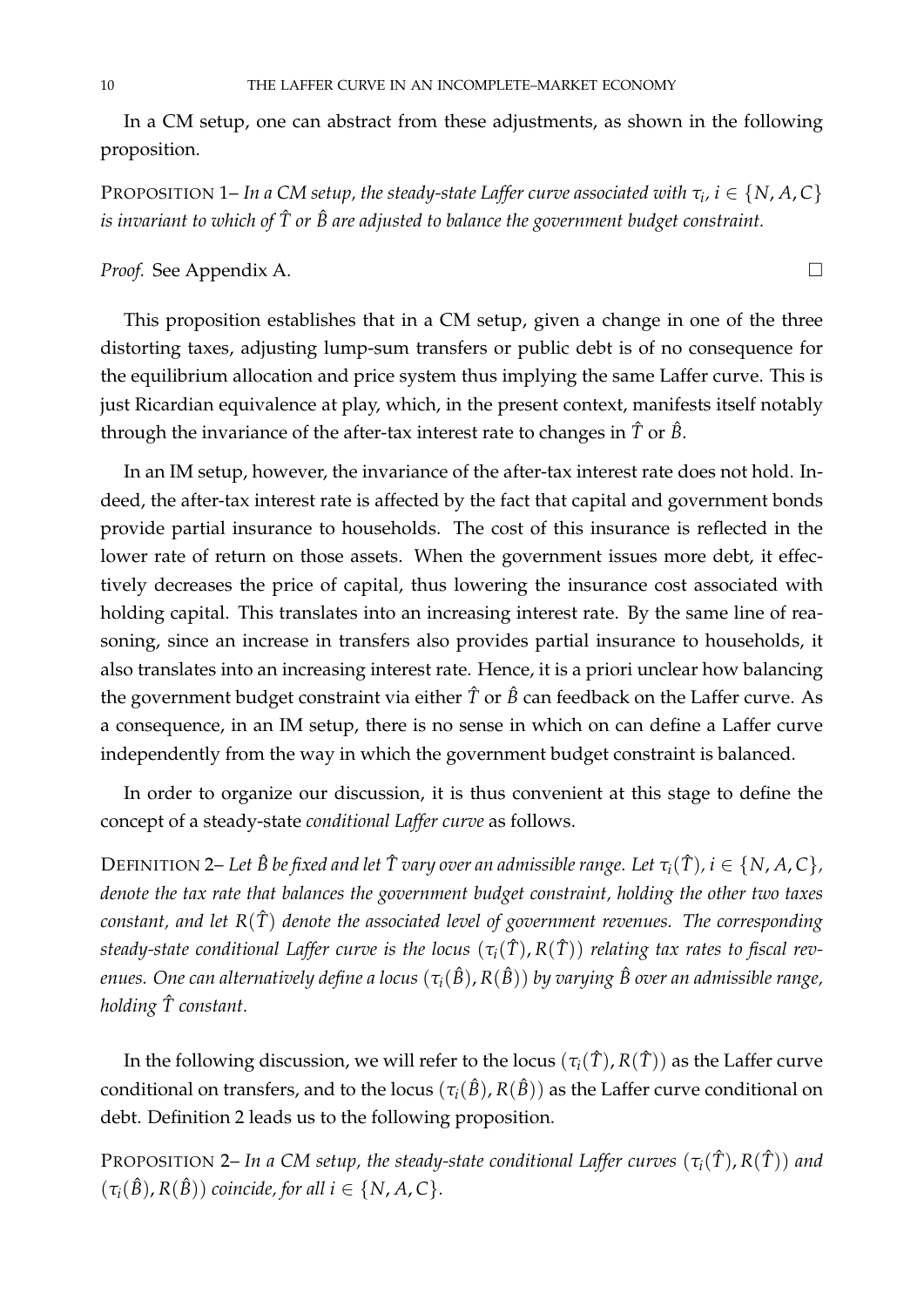In a CM setup, one can abstract from these adjustments, as shown in the following proposition.

PROPOSITION 1– *In a CM setup, the steady-state Laffer curve associated with $\tau_i$, $i \in \{N, A, C\}$ is invariant to which of $\hat{T}$ or $\hat{B}$ are adjusted to balance the government budget constraint.*

*Proof.* See Appendix A. □

This proposition establishes that in a CM setup, given a change in one of the three distorting taxes, adjusting lump-sum transfers or public debt is of no consequence for the equilibrium allocation and price system thus implying the same Laffer curve. This is just Ricardian equivalence at play, which, in the present context, manifests itself notably through the invariance of the after-tax interest rate to changes in $\hat{T}$ or $\hat{B}$.

In an IM setup, however, the invariance of the after-tax interest rate does not hold. Indeed, the after-tax interest rate is affected by the fact that capital and government bonds provide partial insurance to households. The cost of this insurance is reflected in the lower rate of return on those assets. When the government issues more debt, it effectively decreases the price of capital, thus lowering the insurance cost associated with holding capital. This translates into an increasing interest rate. By the same line of reasoning, since an increase in transfers also provides partial insurance to households, it also translates into an increasing interest rate. Hence, it is a priori unclear how balancing the government budget constraint via either $\hat{T}$ or $\hat{B}$ can feedback on the Laffer curve. As a consequence, in an IM setup, there is no sense in which on can define a Laffer curve independently from the way in which the government budget constraint is balanced.

In order to organize our discussion, it is thus convenient at this stage to define the concept of a steady-state *conditional Laffer curve* as follows.

DEFINITION 2– *Let $\hat{B}$ be fixed and let $\hat{T}$ vary over an admissible range. Let $\tau_i(\hat{T})$, $i \in \{N, A, C\}$, denote the tax rate that balances the government budget constraint, holding the other two taxes constant, and let $R(\hat{T})$ denote the associated level of government revenues. The corresponding steady-state conditional Laffer curve is the locus $(\tau_i(\hat{T}), R(\hat{T}))$ relating tax rates to fiscal revenues. One can alternatively define a locus $(\tau_i(\hat{B}), R(\hat{B}))$ by varying $\hat{B}$ over an admissible range, holding $\hat{T}$ constant.*

In the following discussion, we will refer to the locus $(\tau_i(\hat{T}), R(\hat{T}))$ as the Laffer curve conditional on transfers, and to the locus $(\tau_i(\hat{B}), R(\hat{B}))$ as the Laffer curve conditional on debt. Definition 2 leads us to the following proposition.

PROPOSITION 2– *In a CM setup, the steady-state conditional Laffer curves $(\tau_i(\hat{T}), R(\hat{T}))$ and $(\tau_i(\hat{B}), R(\hat{B}))$ coincide, for all $i \in \{N, A, C\}$.*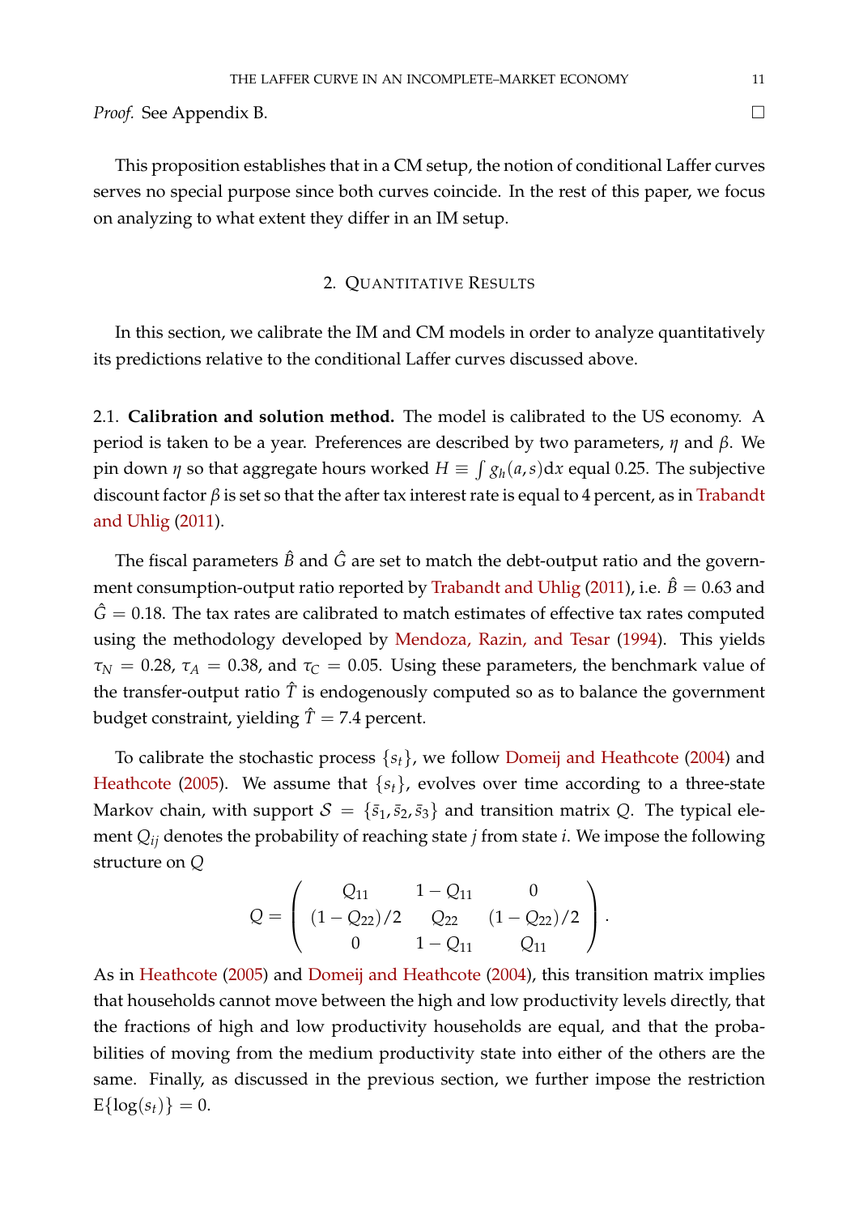*Proof.* See Appendix B. □

This proposition establishes that in a CM setup, the notion of conditional Laffer curves serves no special purpose since both curves coincide. In the rest of this paper, we focus on analyzing to what extent they differ in an IM setup.

## 2. Quantitative Results

In this section, we calibrate the IM and CM models in order to analyze quantitatively its predictions relative to the conditional Laffer curves discussed above.

2.1. **Calibration and solution method.** The model is calibrated to the US economy. A period is taken to be a year. Preferences are described by two parameters, $\eta$ and $\beta$. We pin down $\eta$ so that aggregate hours worked $H \equiv \int g_h(a,s)\mathrm{d}x$ equal 0.25. The subjective discount factor $\beta$ is set so that the after tax interest rate is equal to 4 percent, as in Trabandt and Uhlig (2011).

The fiscal parameters $\hat{B}$ and $\hat{G}$ are set to match the debt-output ratio and the government consumption-output ratio reported by Trabandt and Uhlig (2011), i.e. $\hat{B} = 0.63$ and $\hat{G} = 0.18$. The tax rates are calibrated to match estimates of effective tax rates computed using the methodology developed by Mendoza, Razin, and Tesar (1994). This yields $\tau_N = 0.28$, $\tau_A = 0.38$, and $\tau_C = 0.05$. Using these parameters, the benchmark value of the transfer-output ratio $\hat{T}$ is endogenously computed so as to balance the government budget constraint, yielding $\hat{T} = 7.4$ percent.

To calibrate the stochastic process $\{s_t\}$, we follow Domeij and Heathcote (2004) and Heathcote (2005). We assume that $\{s_t\}$, evolves over time according to a three-state Markov chain, with support $\mathcal{S} = \{\bar{s}_1, \bar{s}_2, \bar{s}_3\}$ and transition matrix $Q$. The typical element $Q_{ij}$ denotes the probability of reaching state $j$ from state $i$. We impose the following structure on $Q$

$$Q = \begin{pmatrix} Q_{11} & 1 - Q_{11} & 0 \\ (1 - Q_{22})/2 & Q_{22} & (1 - Q_{22})/2 \\ 0 & 1 - Q_{11} & Q_{11} \end{pmatrix}.$$

As in Heathcote (2005) and Domeij and Heathcote (2004), this transition matrix implies that households cannot move between the high and low productivity levels directly, that the fractions of high and low productivity households are equal, and that the probabilities of moving from the medium productivity state into either of the others are the same. Finally, as discussed in the previous section, we further impose the restriction $\mathrm{E}\{\log(s_t)\} = 0$.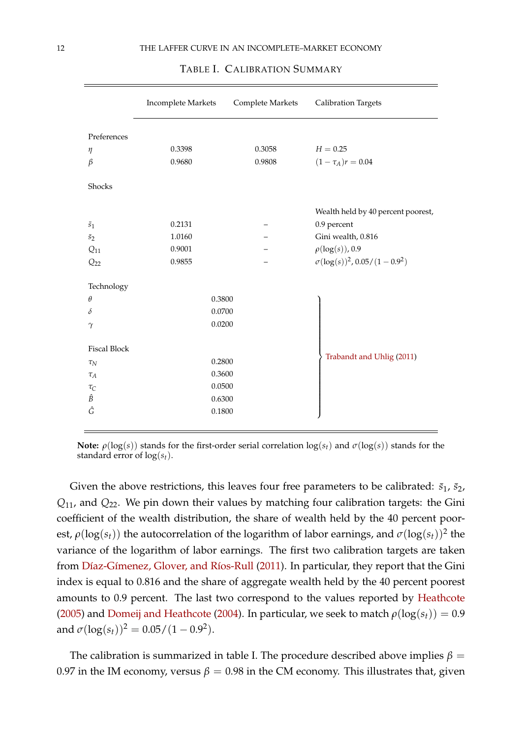TABLE I. CALIBRATION SUMMARY

| | Incomplete Markets | Complete Markets | Calibration Targets |
|---|---|---|---|
| Preferences | | | |
| $\eta$ | 0.3398 | 0.3058 | $H = 0.25$ |
| $\beta$ | 0.9680 | 0.9808 | $(1-\tau_A)r = 0.04$ |
| Shocks | | | |
| $\bar{s}_1$ | 0.2131 | – | Wealth held by 40 percent poorest, 0.9 percent |
| $\bar{s}_2$ | 1.0160 | – | Gini wealth, 0.816 |
| $Q_{11}$ | 0.9001 | – | $\rho(\log(s))$, 0.9 |
| $Q_{22}$ | 0.9855 | – | $\sigma(\log(s))^2$, $0.05/(1-0.9^2)$ |
| Technology | | | |
| $\theta$ | 0.3800 | | Trabandt and Uhlig (2011) |
| $\delta$ | 0.0700 | | Trabandt and Uhlig (2011) |
| $\gamma$ | 0.0200 | | Trabandt and Uhlig (2011) |
| Fiscal Block | | | |
| $\tau_N$ | 0.2800 | | Trabandt and Uhlig (2011) |
| $\tau_A$ | 0.3600 | | Trabandt and Uhlig (2011) |
| $\tau_C$ | 0.0500 | | Trabandt and Uhlig (2011) |
| $\hat{B}$ | 0.6300 | | Trabandt and Uhlig (2011) |
| $\hat{G}$ | 0.1800 | | Trabandt and Uhlig (2011) |

**Note:** $\rho(\log(s))$ stands for the first-order serial correlation $\log(s_t)$ and $\sigma(\log(s))$ stands for the standard error of $\log(s_t)$.

Given the above restrictions, this leaves four free parameters to be calibrated: $\bar{s}_1$, $\bar{s}_2$, $Q_{11}$, and $Q_{22}$. We pin down their values by matching four calibration targets: the Gini coefficient of the wealth distribution, the share of wealth held by the 40 percent poorest, $\rho(\log(s_t))$ the autocorrelation of the logarithm of labor earnings, and $\sigma(\log(s_t))^2$ the variance of the logarithm of labor earnings. The first two calibration targets are taken from Díaz-Gímenez, Glover, and Ríos-Rull (2011). In particular, they report that the Gini index is equal to 0.816 and the share of aggregate wealth held by the 40 percent poorest amounts to 0.9 percent. The last two correspond to the values reported by Heathcote (2005) and Domeij and Heathcote (2004). In particular, we seek to match $\rho(\log(s_t)) = 0.9$ and $\sigma(\log(s_t))^2 = 0.05/(1-0.9^2)$.

The calibration is summarized in table I. The procedure described above implies $\beta = 0.97$ in the IM economy, versus $\beta = 0.98$ in the CM economy. This illustrates that, given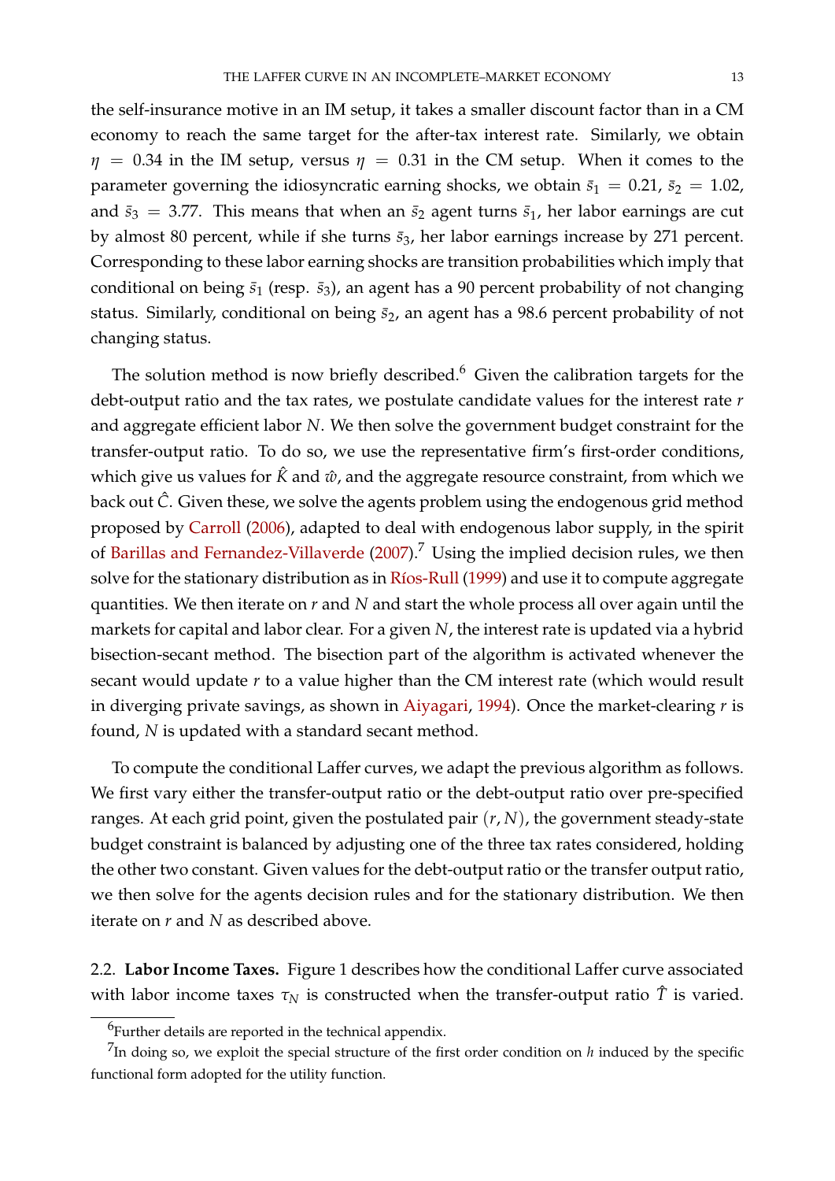the self-insurance motive in an IM setup, it takes a smaller discount factor than in a CM economy to reach the same target for the after-tax interest rate. Similarly, we obtain $\eta = 0.34$ in the IM setup, versus $\eta = 0.31$ in the CM setup. When it comes to the parameter governing the idiosyncratic earning shocks, we obtain $\bar{s}_1 = 0.21$, $\bar{s}_2 = 1.02$, and $\bar{s}_3 = 3.77$. This means that when an $\bar{s}_2$ agent turns $\bar{s}_1$, her labor earnings are cut by almost 80 percent, while if she turns $\bar{s}_3$, her labor earnings increase by 271 percent. Corresponding to these labor earning shocks are transition probabilities which imply that conditional on being $\bar{s}_1$ (resp. $\bar{s}_3$), an agent has a 90 percent probability of not changing status. Similarly, conditional on being $\bar{s}_2$, an agent has a 98.6 percent probability of not changing status.

The solution method is now briefly described.[6] Given the calibration targets for the debt-output ratio and the tax rates, we postulate candidate values for the interest rate $r$ and aggregate efficient labor $N$. We then solve the government budget constraint for the transfer-output ratio. To do so, we use the representative firm's first-order conditions, which give us values for $\hat{K}$ and $\hat{w}$, and the aggregate resource constraint, from which we back out $\hat{C}$. Given these, we solve the agents problem using the endogenous grid method proposed by Carroll (2006), adapted to deal with endogenous labor supply, in the spirit of Barillas and Fernandez-Villaverde (2007).[7] Using the implied decision rules, we then solve for the stationary distribution as in Ríos-Rull (1999) and use it to compute aggregate quantities. We then iterate on $r$ and $N$ and start the whole process all over again until the markets for capital and labor clear. For a given $N$, the interest rate is updated via a hybrid bisection-secant method. The bisection part of the algorithm is activated whenever the secant would update $r$ to a value higher than the CM interest rate (which would result in diverging private savings, as shown in Aiyagari, 1994). Once the market-clearing $r$ is found, $N$ is updated with a standard secant method.

To compute the conditional Laffer curves, we adapt the previous algorithm as follows. We first vary either the transfer-output ratio or the debt-output ratio over pre-specified ranges. At each grid point, given the postulated pair $(r, N)$, the government steady-state budget constraint is balanced by adjusting one of the three tax rates considered, holding the other two constant. Given values for the debt-output ratio or the transfer output ratio, we then solve for the agents decision rules and for the stationary distribution. We then iterate on $r$ and $N$ as described above.

2.2. **Labor Income Taxes.** Figure 1 describes how the conditional Laffer curve associated with labor income taxes $\tau_N$ is constructed when the transfer-output ratio $\hat{T}$ is varied.

---

[6] Further details are reported in the technical appendix.

[7] In doing so, we exploit the special structure of the first order condition on $h$ induced by the specific functional form adopted for the utility function.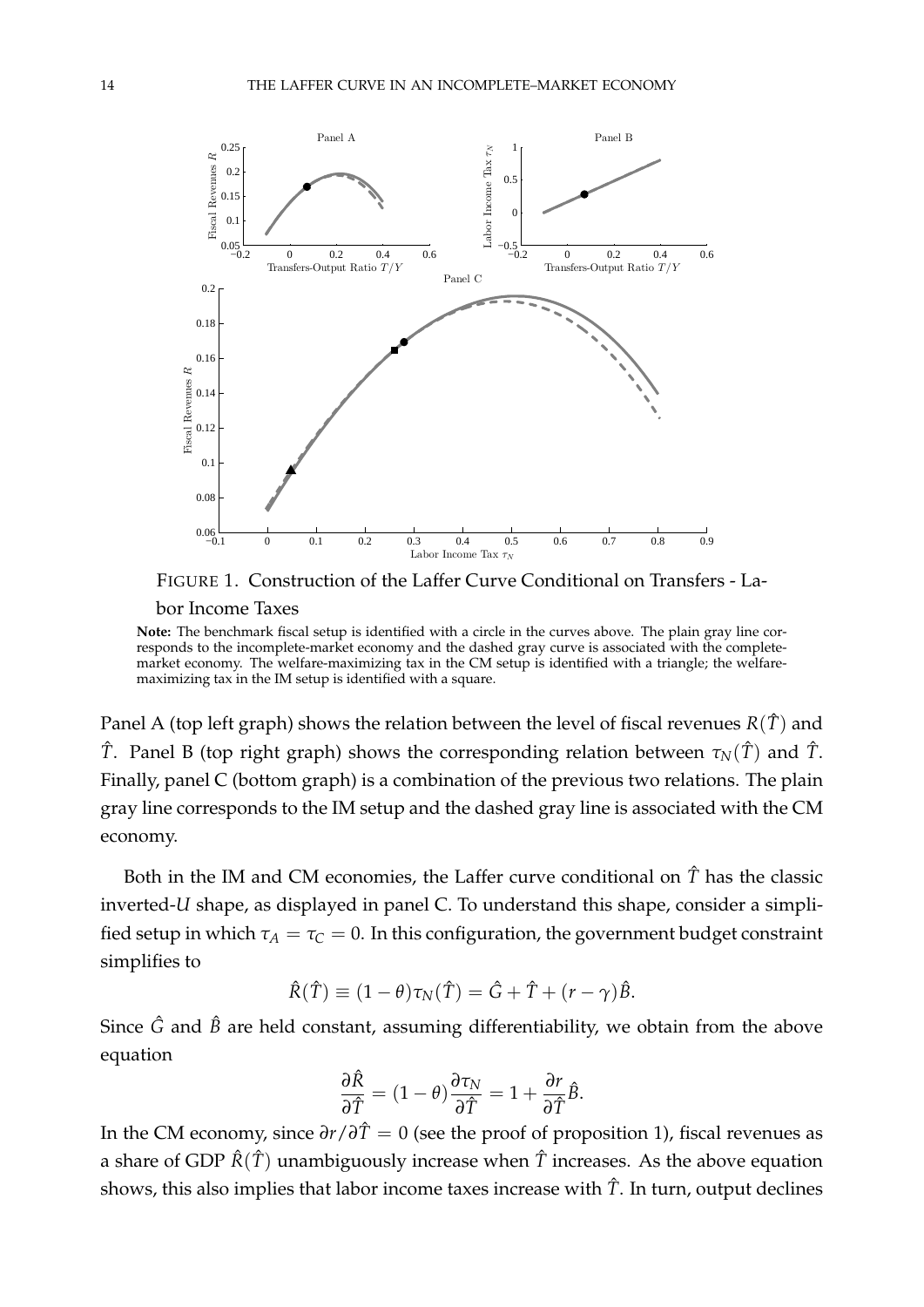FIGURE 1. Construction of the Laffer Curve Conditional on Transfers - Labor Income Taxes

**Note:** The benchmark fiscal setup is identified with a circle in the curves above. The plain gray line corresponds to the incomplete-market economy and the dashed gray curve is associated with the complete-market economy. The welfare-maximizing tax in the CM setup is identified with a triangle; the welfare-maximizing tax in the IM setup is identified with a square.

Panel A (top left graph) shows the relation between the level of fiscal revenues $R(\hat{T})$ and $\hat{T}$. Panel B (top right graph) shows the corresponding relation between $\tau_N(\hat{T})$ and $\hat{T}$. Finally, panel C (bottom graph) is a combination of the previous two relations. The plain gray line corresponds to the IM setup and the dashed gray line is associated with the CM economy.

Both in the IM and CM economies, the Laffer curve conditional on $\hat{T}$ has the classic inverted-$U$ shape, as displayed in panel C. To understand this shape, consider a simplified setup in which $\tau_A = \tau_C = 0$. In this configuration, the government budget constraint simplifies to

$$\hat{R}(\hat{T}) \equiv (1-\theta)\tau_N(\hat{T}) = \hat{G} + \hat{T} + (r-\gamma)\hat{B}.$$

Since $\hat{G}$ and $\hat{B}$ are held constant, assuming differentiability, we obtain from the above equation

$$\frac{\partial \hat{R}}{\partial \hat{T}} = (1-\theta)\frac{\partial \tau_N}{\partial \hat{T}} = 1 + \frac{\partial r}{\partial \hat{T}}\hat{B}.$$

In the CM economy, since $\partial r / \partial \hat{T} = 0$ (see the proof of proposition 1), fiscal revenues as a share of GDP $\hat{R}(\hat{T})$ unambiguously increase when $\hat{T}$ increases. As the above equation shows, this also implies that labor income taxes increase with $\hat{T}$. In turn, output declines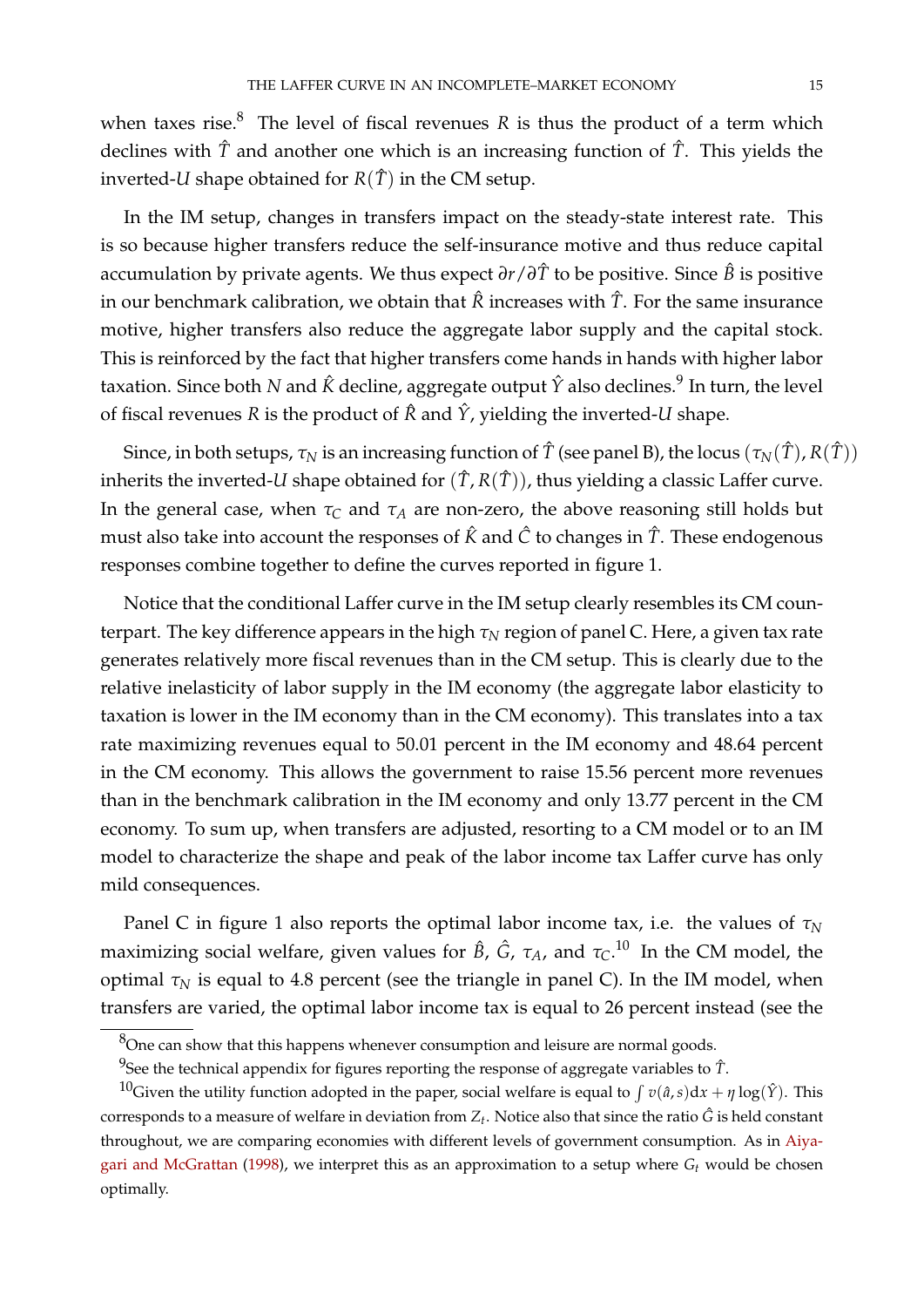when taxes rise.[8] The level of fiscal revenues $R$ is thus the product of a term which declines with $\hat{T}$ and another one which is an increasing function of $\hat{T}$. This yields the inverted-$U$ shape obtained for $R(\hat{T})$ in the CM setup.

In the IM setup, changes in transfers impact on the steady-state interest rate. This is so because higher transfers reduce the self-insurance motive and thus reduce capital accumulation by private agents. We thus expect $\partial r/\partial \hat{T}$ to be positive. Since $\hat{B}$ is positive in our benchmark calibration, we obtain that $\hat{R}$ increases with $\hat{T}$. For the same insurance motive, higher transfers also reduce the aggregate labor supply and the capital stock. This is reinforced by the fact that higher transfers come hands in hands with higher labor taxation. Since both $N$ and $\hat{K}$ decline, aggregate output $\hat{Y}$ also declines.[9] In turn, the level of fiscal revenues $R$ is the product of $\hat{R}$ and $\hat{Y}$, yielding the inverted-$U$ shape.

Since, in both setups, $\tau_N$ is an increasing function of $\hat{T}$ (see panel B), the locus $(\tau_N(\hat{T}), R(\hat{T}))$ inherits the inverted-$U$ shape obtained for $(\hat{T}, R(\hat{T}))$, thus yielding a classic Laffer curve. In the general case, when $\tau_C$ and $\tau_A$ are non-zero, the above reasoning still holds but must also take into account the responses of $\hat{K}$ and $\hat{C}$ to changes in $\hat{T}$. These endogenous responses combine together to define the curves reported in figure 1.

Notice that the conditional Laffer curve in the IM setup clearly resembles its CM counterpart. The key difference appears in the high $\tau_N$ region of panel C. Here, a given tax rate generates relatively more fiscal revenues than in the CM setup. This is clearly due to the relative inelasticity of labor supply in the IM economy (the aggregate labor elasticity to taxation is lower in the IM economy than in the CM economy). This translates into a tax rate maximizing revenues equal to 50.01 percent in the IM economy and 48.64 percent in the CM economy. This allows the government to raise 15.56 percent more revenues than in the benchmark calibration in the IM economy and only 13.77 percent in the CM economy. To sum up, when transfers are adjusted, resorting to a CM model or to an IM model to characterize the shape and peak of the labor income tax Laffer curve has only mild consequences.

Panel C in figure 1 also reports the optimal labor income tax, i.e. the values of $\tau_N$ maximizing social welfare, given values for $\hat{B}$, $\hat{G}$, $\tau_A$, and $\tau_C$.[10] In the CM model, the optimal $\tau_N$ is equal to 4.8 percent (see the triangle in panel C). In the IM model, when transfers are varied, the optimal labor income tax is equal to 26 percent instead (see the

[8] One can show that this happens whenever consumption and leisure are normal goods.

[9] See the technical appendix for figures reporting the response of aggregate variables to $\hat{T}$.

[10] Given the utility function adopted in the paper, social welfare is equal to $\int v(\hat{a}, s)\mathrm{d}x + \eta \log(\hat{Y})$. This corresponds to a measure of welfare in deviation from $Z_t$. Notice also that since the ratio $\hat{G}$ is held constant throughout, we are comparing economies with different levels of government consumption. As in Aiyagari and McGrattan (1998), we interpret this as an approximation to a setup where $G_t$ would be chosen optimally.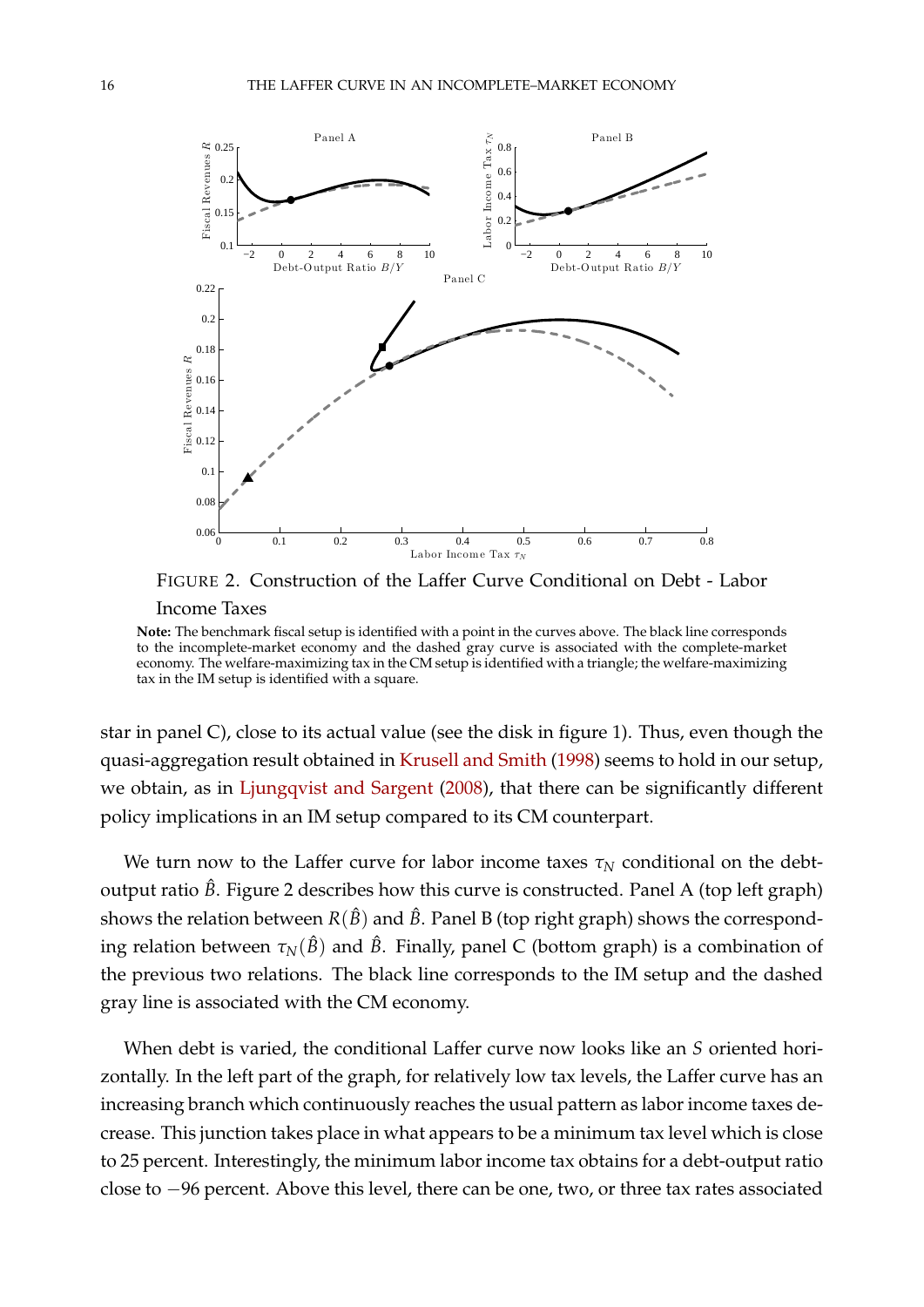FIGURE 2. Construction of the Laffer Curve Conditional on Debt - Labor Income Taxes

**Note:** The benchmark fiscal setup is identified with a point in the curves above. The black line corresponds to the incomplete-market economy and the dashed gray curve is associated with the complete-market economy. The welfare-maximizing tax in the CM setup is identified with a triangle; the welfare-maximizing tax in the IM setup is identified with a square.

star in panel C), close to its actual value (see the disk in figure 1). Thus, even though the quasi-aggregation result obtained in Krusell and Smith (1998) seems to hold in our setup, we obtain, as in Ljungqvist and Sargent (2008), that there can be significantly different policy implications in an IM setup compared to its CM counterpart.

We turn now to the Laffer curve for labor income taxes $\tau_N$ conditional on the debt-output ratio $\hat{B}$. Figure 2 describes how this curve is constructed. Panel A (top left graph) shows the relation between $R(\hat{B})$ and $\hat{B}$. Panel B (top right graph) shows the corresponding relation between $\tau_N(\hat{B})$ and $\hat{B}$. Finally, panel C (bottom graph) is a combination of the previous two relations. The black line corresponds to the IM setup and the dashed gray line is associated with the CM economy.

When debt is varied, the conditional Laffer curve now looks like an $S$ oriented horizontally. In the left part of the graph, for relatively low tax levels, the Laffer curve has an increasing branch which continuously reaches the usual pattern as labor income taxes decrease. This junction takes place in what appears to be a minimum tax level which is close to 25 percent. Interestingly, the minimum labor income tax obtains for a debt-output ratio close to $-96$ percent. Above this level, there can be one, two, or three tax rates associated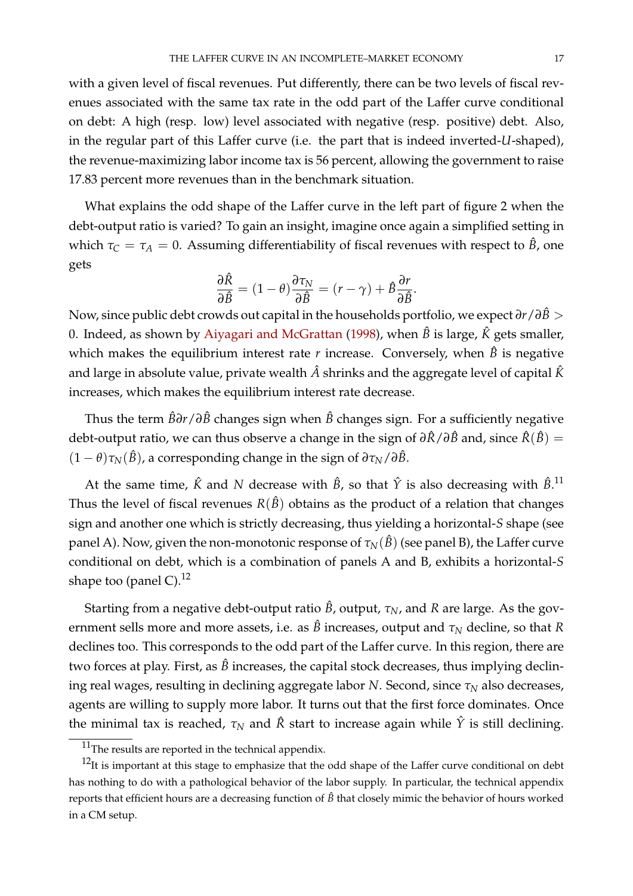with a given level of fiscal revenues. Put differently, there can be two levels of fiscal revenues associated with the same tax rate in the odd part of the Laffer curve conditional on debt: A high (resp. low) level associated with negative (resp. positive) debt. Also, in the regular part of this Laffer curve (i.e. the part that is indeed inverted-*U*-shaped), the revenue-maximizing labor income tax is 56 percent, allowing the government to raise 17.83 percent more revenues than in the benchmark situation.

What explains the odd shape of the Laffer curve in the left part of figure 2 when the debt-output ratio is varied? To gain an insight, imagine once again a simplified setting in which $\tau_C = \tau_A = 0$. Assuming differentiability of fiscal revenues with respect to $\hat{B}$, one gets

$$\frac{\partial \hat{R}}{\partial \hat{B}} = (1-\theta)\frac{\partial \tau_N}{\partial \hat{B}} = (r-\gamma) + \hat{B}\frac{\partial r}{\partial \hat{B}}.$$

Now, since public debt crowds out capital in the households portfolio, we expect $\partial r/\partial \hat{B} > 0$. Indeed, as shown by Aiyagari and McGrattan (1998), when $\hat{B}$ is large, $\hat{K}$ gets smaller, which makes the equilibrium interest rate $r$ increase. Conversely, when $\hat{B}$ is negative and large in absolute value, private wealth $\hat{A}$ shrinks and the aggregate level of capital $\hat{K}$ increases, which makes the equilibrium interest rate decrease.

Thus the term $\hat{B}\partial r/\partial \hat{B}$ changes sign when $\hat{B}$ changes sign. For a sufficiently negative debt-output ratio, we can thus observe a change in the sign of $\partial \hat{R}/\partial \hat{B}$ and, since $\hat{R}(\hat{B}) = (1-\theta)\tau_N(\hat{B})$, a corresponding change in the sign of $\partial \tau_N/\partial \hat{B}$.

At the same time, $\hat{K}$ and $N$ decrease with $\hat{B}$, so that $\hat{Y}$ is also decreasing with $\hat{B}$.[11] Thus the level of fiscal revenues $R(\hat{B})$ obtains as the product of a relation that changes sign and another one which is strictly decreasing, thus yielding a horizontal-*S* shape (see panel A). Now, given the non-monotonic response of $\tau_N(\hat{B})$ (see panel B), the Laffer curve conditional on debt, which is a combination of panels A and B, exhibits a horizontal-*S* shape too (panel C).[12]

Starting from a negative debt-output ratio $\hat{B}$, output, $\tau_N$, and $R$ are large. As the government sells more and more assets, i.e. as $\hat{B}$ increases, output and $\tau_N$ decline, so that $R$ declines too. This corresponds to the odd part of the Laffer curve. In this region, there are two forces at play. First, as $\hat{B}$ increases, the capital stock decreases, thus implying declining real wages, resulting in declining aggregate labor $N$. Second, since $\tau_N$ also decreases, agents are willing to supply more labor. It turns out that the first force dominates. Once the minimal tax is reached, $\tau_N$ and $\hat{R}$ start to increase again while $\hat{Y}$ is still declining.

---

[11] The results are reported in the technical appendix.

[12] It is important at this stage to emphasize that the odd shape of the Laffer curve conditional on debt has nothing to do with a pathological behavior of the labor supply. In particular, the technical appendix reports that efficient hours are a decreasing function of $\hat{B}$ that closely mimic the behavior of hours worked in a CM setup.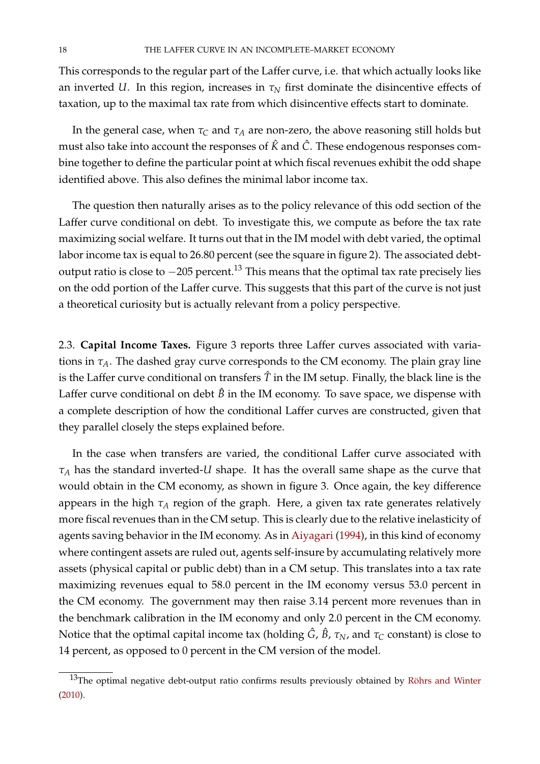This corresponds to the regular part of the Laffer curve, i.e. that which actually looks like an inverted $U$. In this region, increases in $\tau_N$ first dominate the disincentive effects of taxation, up to the maximal tax rate from which disincentive effects start to dominate.

In the general case, when $\tau_C$ and $\tau_A$ are non-zero, the above reasoning still holds but must also take into account the responses of $\hat{K}$ and $\hat{C}$. These endogenous responses combine together to define the particular point at which fiscal revenues exhibit the odd shape identified above. This also defines the minimal labor income tax.

The question then naturally arises as to the policy relevance of this odd section of the Laffer curve conditional on debt. To investigate this, we compute as before the tax rate maximizing social welfare. It turns out that in the IM model with debt varied, the optimal labor income tax is equal to 26.80 percent (see the square in figure 2). The associated debt-output ratio is close to $-205$ percent.[13] This means that the optimal tax rate precisely lies on the odd portion of the Laffer curve. This suggests that this part of the curve is not just a theoretical curiosity but is actually relevant from a policy perspective.

2.3. **Capital Income Taxes.** Figure 3 reports three Laffer curves associated with variations in $\tau_A$. The dashed gray curve corresponds to the CM economy. The plain gray line is the Laffer curve conditional on transfers $\hat{T}$ in the IM setup. Finally, the black line is the Laffer curve conditional on debt $\hat{B}$ in the IM economy. To save space, we dispense with a complete description of how the conditional Laffer curves are constructed, given that they parallel closely the steps explained before.

In the case when transfers are varied, the conditional Laffer curve associated with $\tau_A$ has the standard inverted-$U$ shape. It has the overall same shape as the curve that would obtain in the CM economy, as shown in figure 3. Once again, the key difference appears in the high $\tau_A$ region of the graph. Here, a given tax rate generates relatively more fiscal revenues than in the CM setup. This is clearly due to the relative inelasticity of agents saving behavior in the IM economy. As in Aiyagari (1994), in this kind of economy where contingent assets are ruled out, agents self-insure by accumulating relatively more assets (physical capital or public debt) than in a CM setup. This translates into a tax rate maximizing revenues equal to 58.0 percent in the IM economy versus 53.0 percent in the CM economy. The government may then raise 3.14 percent more revenues than in the benchmark calibration in the IM economy and only 2.0 percent in the CM economy. Notice that the optimal capital income tax (holding $\hat{G}$, $\hat{B}$, $\tau_N$, and $\tau_C$ constant) is close to 14 percent, as opposed to 0 percent in the CM version of the model.

[13] The optimal negative debt-output ratio confirms results previously obtained by Röhrs and Winter (2010).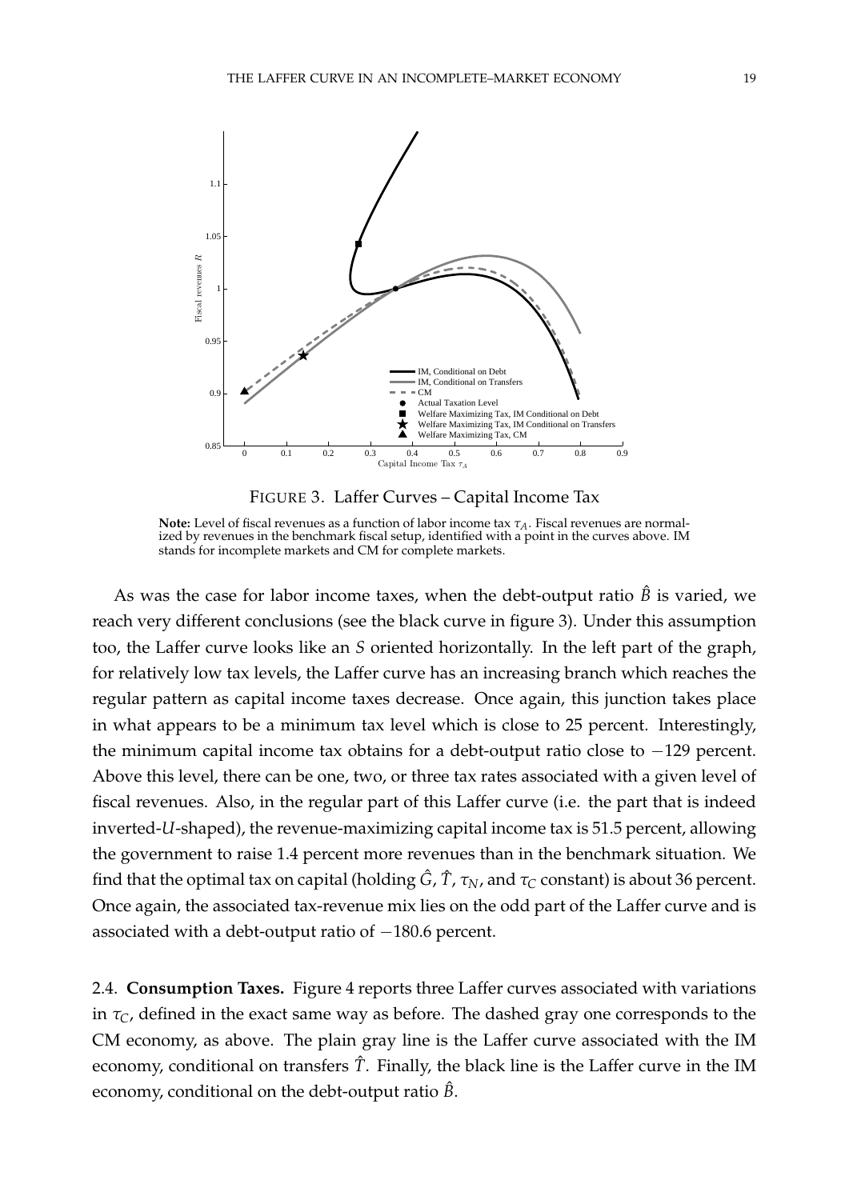FIGURE 3. Laffer Curves – Capital Income Tax

**Note:** Level of fiscal revenues as a function of labor income tax $\tau_A$. Fiscal revenues are normalized by revenues in the benchmark fiscal setup, identified with a point in the curves above. IM stands for incomplete markets and CM for complete markets.

As was the case for labor income taxes, when the debt-output ratio $\hat{B}$ is varied, we reach very different conclusions (see the black curve in figure 3). Under this assumption too, the Laffer curve looks like an *S* oriented horizontally. In the left part of the graph, for relatively low tax levels, the Laffer curve has an increasing branch which reaches the regular pattern as capital income taxes decrease. Once again, this junction takes place in what appears to be a minimum tax level which is close to 25 percent. Interestingly, the minimum capital income tax obtains for a debt-output ratio close to $-129$ percent. Above this level, there can be one, two, or three tax rates associated with a given level of fiscal revenues. Also, in the regular part of this Laffer curve (i.e. the part that is indeed inverted-*U*-shaped), the revenue-maximizing capital income tax is 51.5 percent, allowing the government to raise 1.4 percent more revenues than in the benchmark situation. We find that the optimal tax on capital (holding $\hat{G}$, $\hat{T}$, $\tau_N$, and $\tau_C$ constant) is about 36 percent. Once again, the associated tax-revenue mix lies on the odd part of the Laffer curve and is associated with a debt-output ratio of $-180.6$ percent.

2.4. **Consumption Taxes.** Figure 4 reports three Laffer curves associated with variations in $\tau_C$, defined in the exact same way as before. The dashed gray one corresponds to the CM economy, as above. The plain gray line is the Laffer curve associated with the IM economy, conditional on transfers $\hat{T}$. Finally, the black line is the Laffer curve in the IM economy, conditional on the debt-output ratio $\hat{B}$.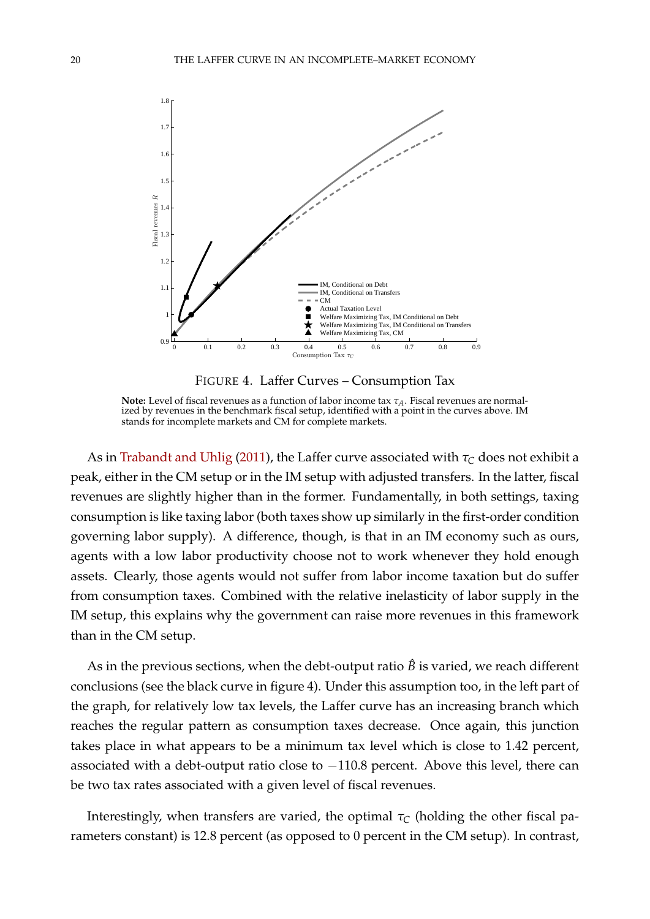FIGURE 4. Laffer Curves – Consumption Tax

**Note:** Level of fiscal revenues as a function of labor income tax $\tau_A$. Fiscal revenues are normalized by revenues in the benchmark fiscal setup, identified with a point in the curves above. IM stands for incomplete markets and CM for complete markets.

As in Trabandt and Uhlig (2011), the Laffer curve associated with $\tau_C$ does not exhibit a peak, either in the CM setup or in the IM setup with adjusted transfers. In the latter, fiscal revenues are slightly higher than in the former. Fundamentally, in both settings, taxing consumption is like taxing labor (both taxes show up similarly in the first-order condition governing labor supply). A difference, though, is that in an IM economy such as ours, agents with a low labor productivity choose not to work whenever they hold enough assets. Clearly, those agents would not suffer from labor income taxation but do suffer from consumption taxes. Combined with the relative inelasticity of labor supply in the IM setup, this explains why the government can raise more revenues in this framework than in the CM setup.

As in the previous sections, when the debt-output ratio $\hat{B}$ is varied, we reach different conclusions (see the black curve in figure 4). Under this assumption too, in the left part of the graph, for relatively low tax levels, the Laffer curve has an increasing branch which reaches the regular pattern as consumption taxes decrease. Once again, this junction takes place in what appears to be a minimum tax level which is close to 1.42 percent, associated with a debt-output ratio close to $-110.8$ percent. Above this level, there can be two tax rates associated with a given level of fiscal revenues.

Interestingly, when transfers are varied, the optimal $\tau_C$ (holding the other fiscal parameters constant) is 12.8 percent (as opposed to 0 percent in the CM setup). In contrast,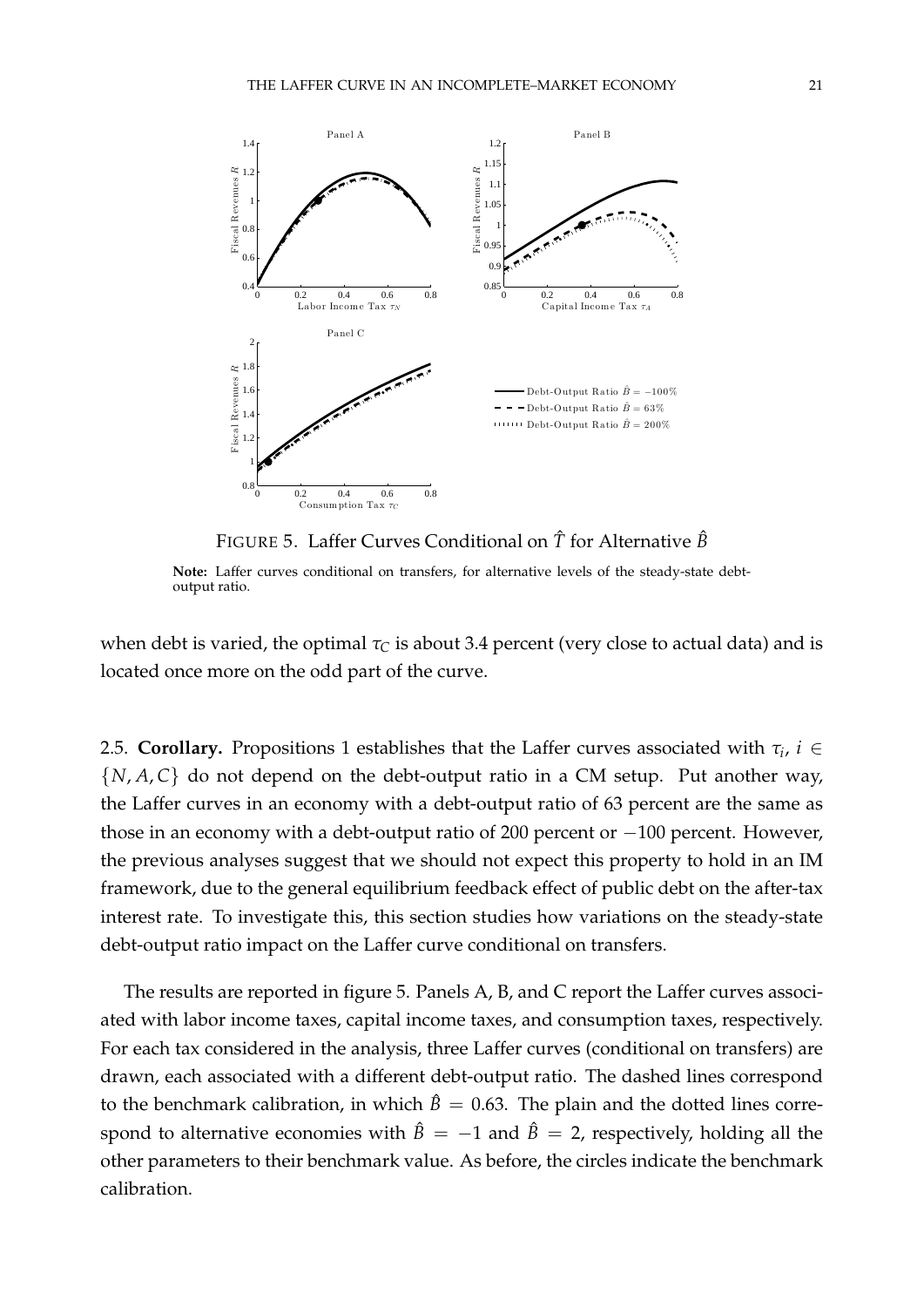FIGURE 5. Laffer Curves Conditional on $\hat{T}$ for Alternative $\hat{B}$

**Note:** Laffer curves conditional on transfers, for alternative levels of the steady-state debt-output ratio.

when debt is varied, the optimal $\tau_C$ is about 3.4 percent (very close to actual data) and is located once more on the odd part of the curve.

2.5. **Corollary.** Propositions 1 establishes that the Laffer curves associated with $\tau_i$, $i \in \{N, A, C\}$ do not depend on the debt-output ratio in a CM setup. Put another way, the Laffer curves in an economy with a debt-output ratio of 63 percent are the same as those in an economy with a debt-output ratio of 200 percent or $-100$ percent. However, the previous analyses suggest that we should not expect this property to hold in an IM framework, due to the general equilibrium feedback effect of public debt on the after-tax interest rate. To investigate this, this section studies how variations on the steady-state debt-output ratio impact on the Laffer curve conditional on transfers.

The results are reported in figure 5. Panels A, B, and C report the Laffer curves associated with labor income taxes, capital income taxes, and consumption taxes, respectively. For each tax considered in the analysis, three Laffer curves (conditional on transfers) are drawn, each associated with a different debt-output ratio. The dashed lines correspond to the benchmark calibration, in which $\hat{B} = 0.63$. The plain and the dotted lines correspond to alternative economies with $\hat{B} = -1$ and $\hat{B} = 2$, respectively, holding all the other parameters to their benchmark value. As before, the circles indicate the benchmark calibration.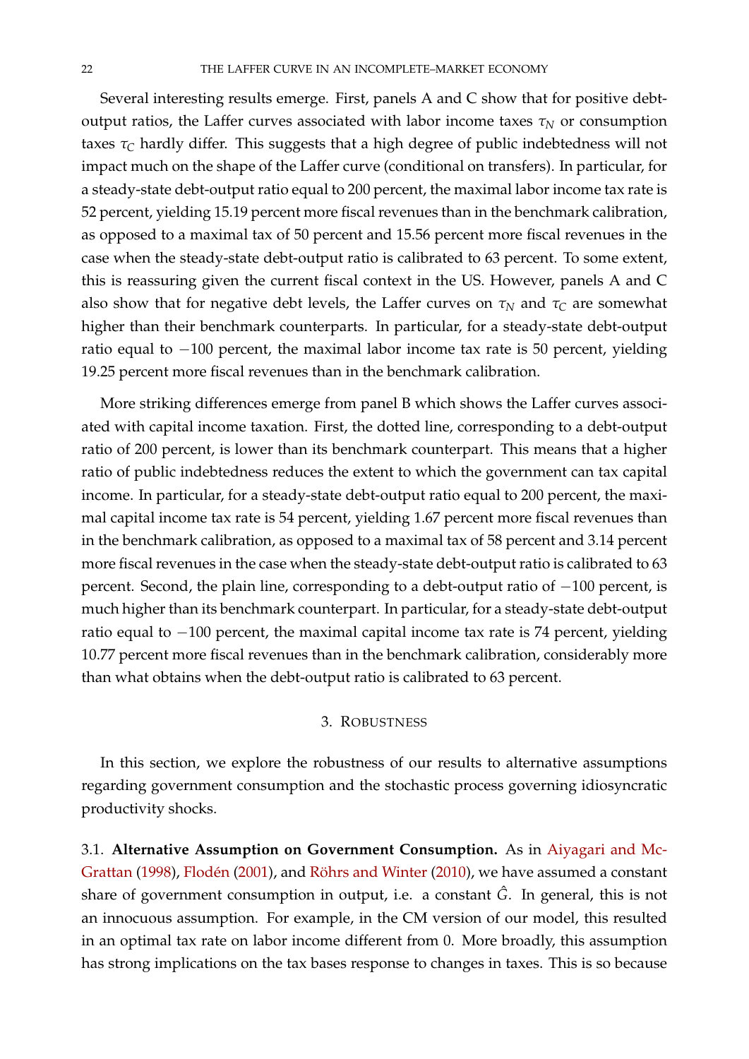Several interesting results emerge. First, panels A and C show that for positive debt-output ratios, the Laffer curves associated with labor income taxes $\tau_N$ or consumption taxes $\tau_C$ hardly differ. This suggests that a high degree of public indebtedness will not impact much on the shape of the Laffer curve (conditional on transfers). In particular, for a steady-state debt-output ratio equal to 200 percent, the maximal labor income tax rate is 52 percent, yielding 15.19 percent more fiscal revenues than in the benchmark calibration, as opposed to a maximal tax of 50 percent and 15.56 percent more fiscal revenues in the case when the steady-state debt-output ratio is calibrated to 63 percent. To some extent, this is reassuring given the current fiscal context in the US. However, panels A and C also show that for negative debt levels, the Laffer curves on $\tau_N$ and $\tau_C$ are somewhat higher than their benchmark counterparts. In particular, for a steady-state debt-output ratio equal to $-100$ percent, the maximal labor income tax rate is 50 percent, yielding 19.25 percent more fiscal revenues than in the benchmark calibration.

More striking differences emerge from panel B which shows the Laffer curves associated with capital income taxation. First, the dotted line, corresponding to a debt-output ratio of 200 percent, is lower than its benchmark counterpart. This means that a higher ratio of public indebtedness reduces the extent to which the government can tax capital income. In particular, for a steady-state debt-output ratio equal to 200 percent, the maximal capital income tax rate is 54 percent, yielding 1.67 percent more fiscal revenues than in the benchmark calibration, as opposed to a maximal tax of 58 percent and 3.14 percent more fiscal revenues in the case when the steady-state debt-output ratio is calibrated to 63 percent. Second, the plain line, corresponding to a debt-output ratio of $-100$ percent, is much higher than its benchmark counterpart. In particular, for a steady-state debt-output ratio equal to $-100$ percent, the maximal capital income tax rate is 74 percent, yielding 10.77 percent more fiscal revenues than in the benchmark calibration, considerably more than what obtains when the debt-output ratio is calibrated to 63 percent.

## 3. Robustness

In this section, we explore the robustness of our results to alternative assumptions regarding government consumption and the stochastic process governing idiosyncratic productivity shocks.

### 3.1. **Alternative Assumption on Government Consumption.**

As in Aiyagari and McGrattan (1998), Flodén (2001), and Röhrs and Winter (2010), we have assumed a constant share of government consumption in output, i.e. a constant $\hat{G}$. In general, this is not an innocuous assumption. For example, in the CM version of our model, this resulted in an optimal tax rate on labor income different from 0. More broadly, this assumption has strong implications on the tax bases response to changes in taxes. This is so because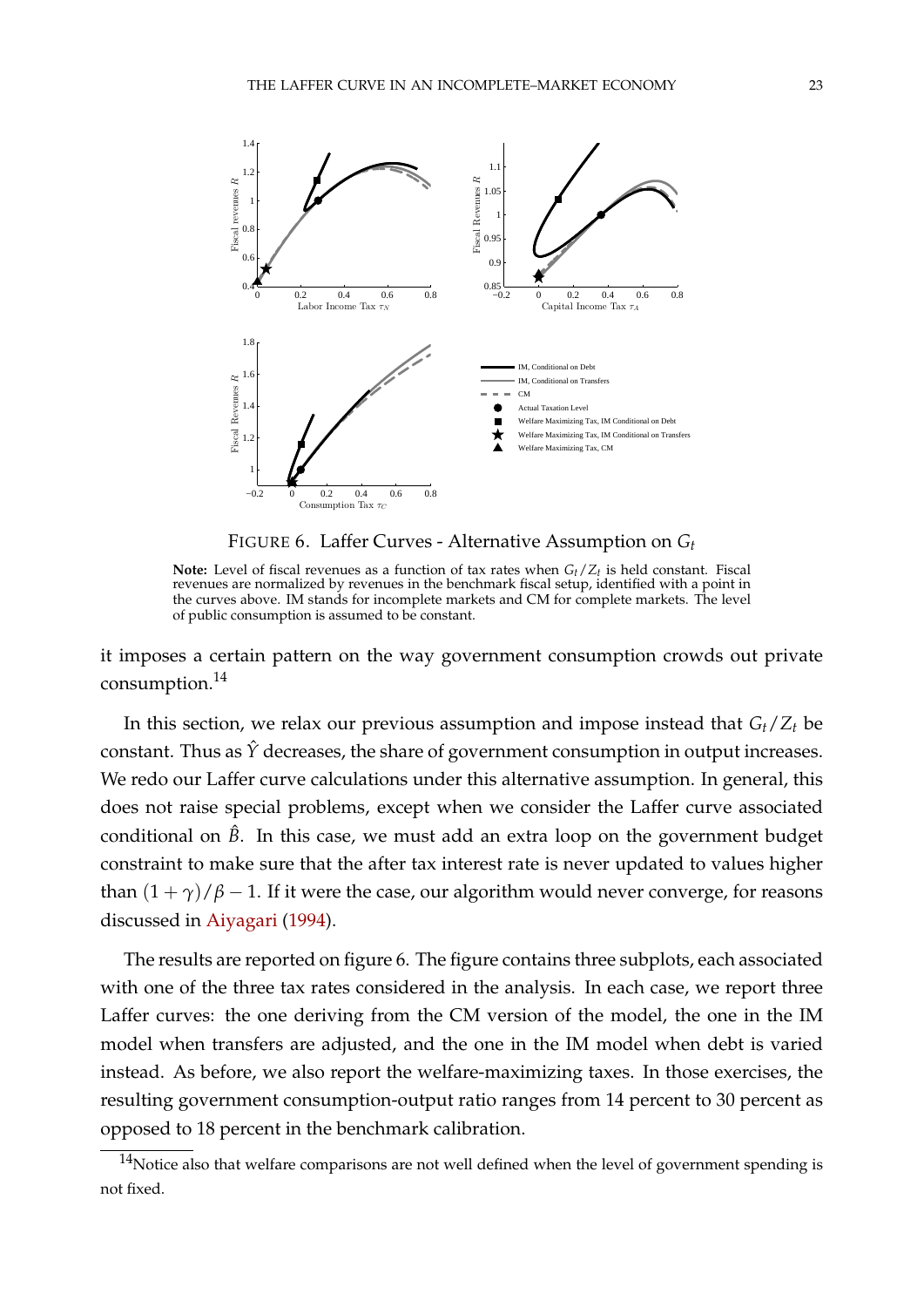FIGURE 6. Laffer Curves - Alternative Assumption on $G_t$

**Note:** Level of fiscal revenues as a function of tax rates when $G_t/Z_t$ is held constant. Fiscal revenues are normalized by revenues in the benchmark fiscal setup, identified with a point in the curves above. IM stands for incomplete markets and CM for complete markets. The level of public consumption is assumed to be constant.

it imposes a certain pattern on the way government consumption crowds out private consumption.[14]

In this section, we relax our previous assumption and impose instead that $G_t/Z_t$ be constant. Thus as $\hat{Y}$ decreases, the share of government consumption in output increases. We redo our Laffer curve calculations under this alternative assumption. In general, this does not raise special problems, except when we consider the Laffer curve associated conditional on $\hat{B}$. In this case, we must add an extra loop on the government budget constraint to make sure that the after tax interest rate is never updated to values higher than $(1+\gamma)/\beta - 1$. If it were the case, our algorithm would never converge, for reasons discussed in Aiyagari (1994).

The results are reported on figure 6. The figure contains three subplots, each associated with one of the three tax rates considered in the analysis. In each case, we report three Laffer curves: the one deriving from the CM version of the model, the one in the IM model when transfers are adjusted, and the one in the IM model when debt is varied instead. As before, we also report the welfare-maximizing taxes. In those exercises, the resulting government consumption-output ratio ranges from 14 percent to 30 percent as opposed to 18 percent in the benchmark calibration.

[14] Notice also that welfare comparisons are not well defined when the level of government spending is not fixed.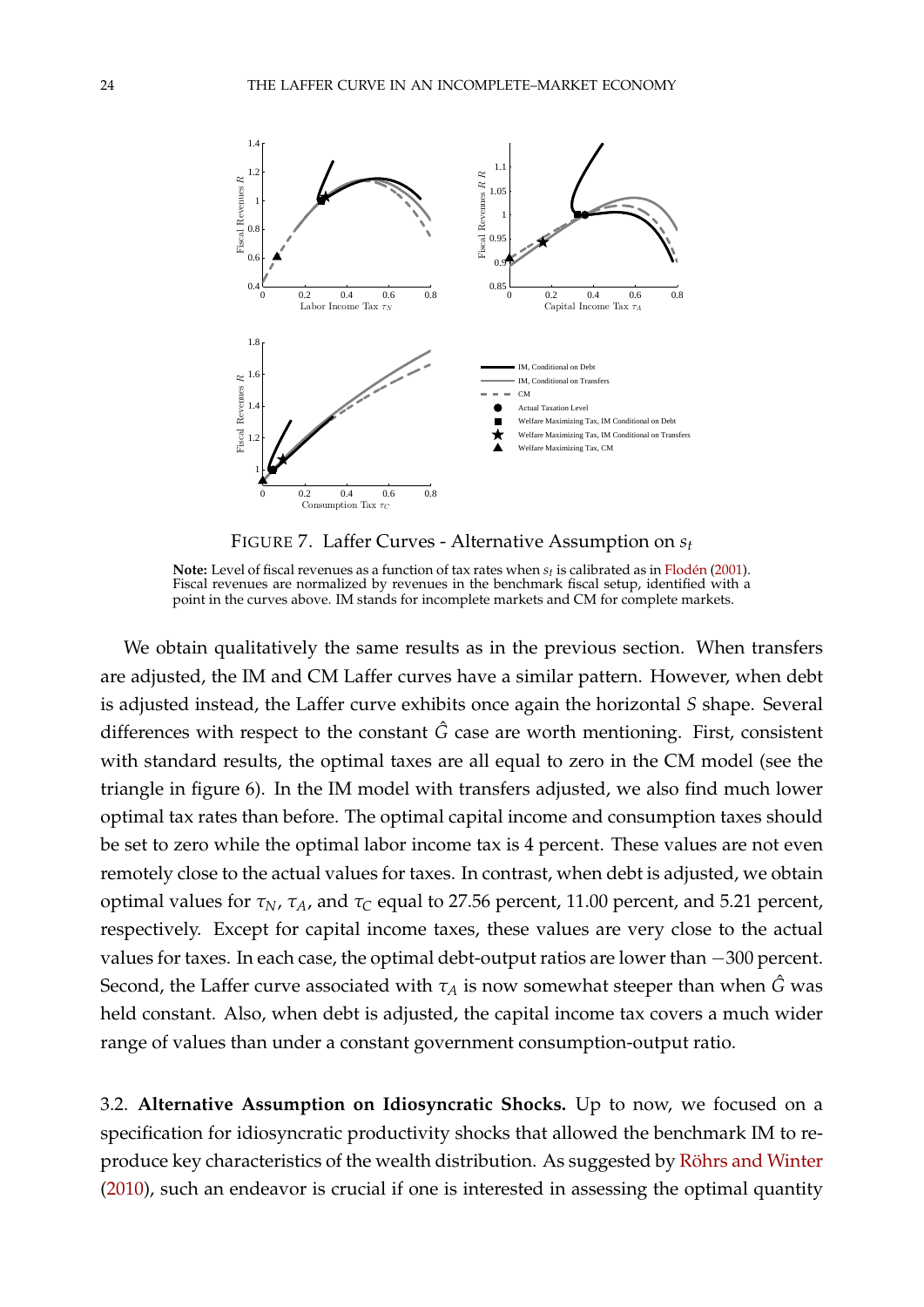FIGURE 7. Laffer Curves - Alternative Assumption on $s_t$

**Note:** Level of fiscal revenues as a function of tax rates when $s_t$ is calibrated as in Flodén (2001). Fiscal revenues are normalized by revenues in the benchmark fiscal setup, identified with a point in the curves above. IM stands for incomplete markets and CM for complete markets.

We obtain qualitatively the same results as in the previous section. When transfers are adjusted, the IM and CM Laffer curves have a similar pattern. However, when debt is adjusted instead, the Laffer curve exhibits once again the horizontal $S$ shape. Several differences with respect to the constant $\hat{G}$ case are worth mentioning. First, consistent with standard results, the optimal taxes are all equal to zero in the CM model (see the triangle in figure 6). In the IM model with transfers adjusted, we also find much lower optimal tax rates than before. The optimal capital income and consumption taxes should be set to zero while the optimal labor income tax is 4 percent. These values are not even remotely close to the actual values for taxes. In contrast, when debt is adjusted, we obtain optimal values for $\tau_N$, $\tau_A$, and $\tau_C$ equal to 27.56 percent, 11.00 percent, and 5.21 percent, respectively. Except for capital income taxes, these values are very close to the actual values for taxes. In each case, the optimal debt-output ratios are lower than $-300$ percent. Second, the Laffer curve associated with $\tau_A$ is now somewhat steeper than when $\hat{G}$ was held constant. Also, when debt is adjusted, the capital income tax covers a much wider range of values than under a constant government consumption-output ratio.

3.2. **Alternative Assumption on Idiosyncratic Shocks.** Up to now, we focused on a specification for idiosyncratic productivity shocks that allowed the benchmark IM to reproduce key characteristics of the wealth distribution. As suggested by Röhrs and Winter (2010), such an endeavor is crucial if one is interested in assessing the optimal quantity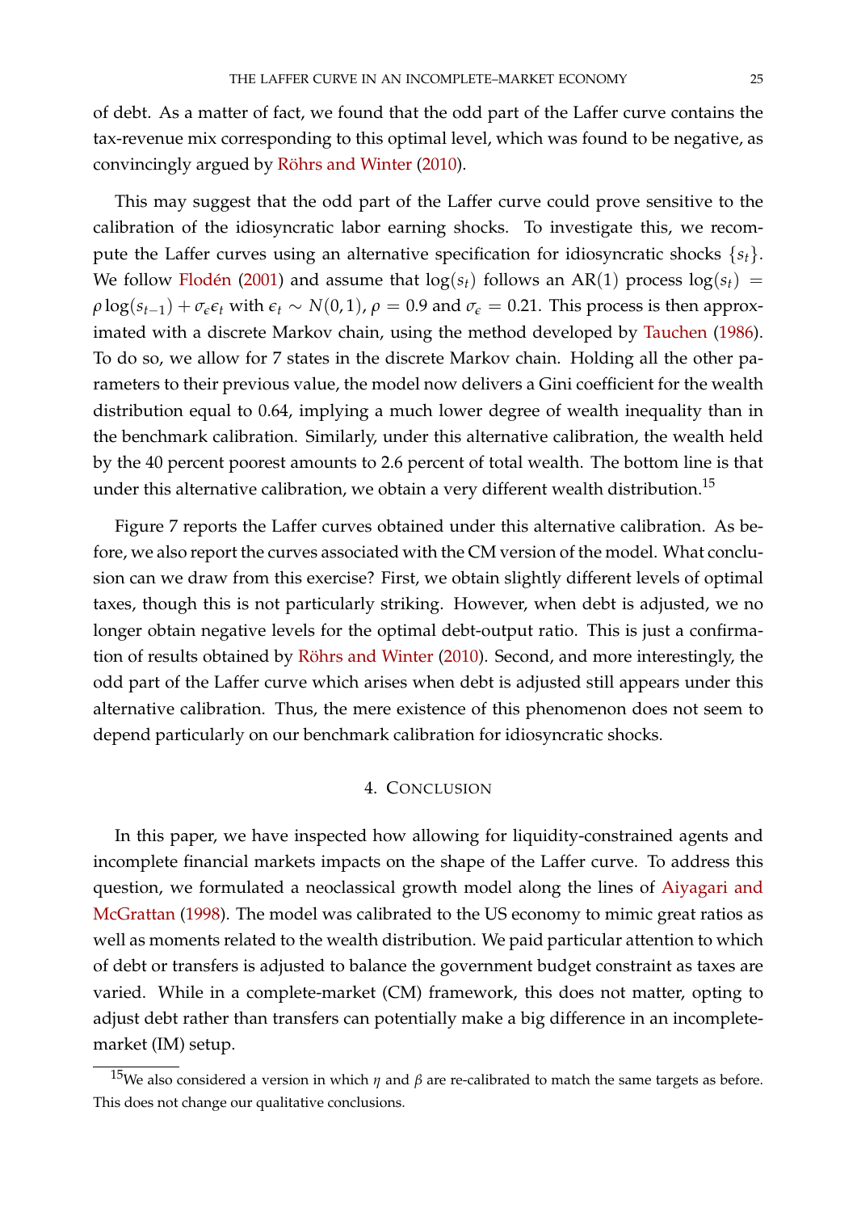of debt. As a matter of fact, we found that the odd part of the Laffer curve contains the tax-revenue mix corresponding to this optimal level, which was found to be negative, as convincingly argued by Röhrs and Winter (2010).

This may suggest that the odd part of the Laffer curve could prove sensitive to the calibration of the idiosyncratic labor earning shocks. To investigate this, we recompute the Laffer curves using an alternative specification for idiosyncratic shocks $\{s_t\}$. We follow Flodén (2001) and assume that $\log(s_t)$ follows an AR(1) process $\log(s_t) = \rho \log(s_{t-1}) + \sigma_\epsilon \epsilon_t$ with $\epsilon_t \sim N(0,1)$, $\rho = 0.9$ and $\sigma_\epsilon = 0.21$. This process is then approximated with a discrete Markov chain, using the method developed by Tauchen (1986). To do so, we allow for 7 states in the discrete Markov chain. Holding all the other parameters to their previous value, the model now delivers a Gini coefficient for the wealth distribution equal to 0.64, implying a much lower degree of wealth inequality than in the benchmark calibration. Similarly, under this alternative calibration, the wealth held by the 40 percent poorest amounts to 2.6 percent of total wealth. The bottom line is that under this alternative calibration, we obtain a very different wealth distribution.[15]

Figure 7 reports the Laffer curves obtained under this alternative calibration. As before, we also report the curves associated with the CM version of the model. What conclusion can we draw from this exercise? First, we obtain slightly different levels of optimal taxes, though this is not particularly striking. However, when debt is adjusted, we no longer obtain negative levels for the optimal debt-output ratio. This is just a confirmation of results obtained by Röhrs and Winter (2010). Second, and more interestingly, the odd part of the Laffer curve which arises when debt is adjusted still appears under this alternative calibration. Thus, the mere existence of this phenomenon does not seem to depend particularly on our benchmark calibration for idiosyncratic shocks.

## 4. Conclusion

In this paper, we have inspected how allowing for liquidity-constrained agents and incomplete financial markets impacts on the shape of the Laffer curve. To address this question, we formulated a neoclassical growth model along the lines of Aiyagari and McGrattan (1998). The model was calibrated to the US economy to mimic great ratios as well as moments related to the wealth distribution. We paid particular attention to which of debt or transfers is adjusted to balance the government budget constraint as taxes are varied. While in a complete-market (CM) framework, this does not matter, opting to adjust debt rather than transfers can potentially make a big difference in an incomplete-market (IM) setup.

[15] We also considered a version in which $\eta$ and $\beta$ are re-calibrated to match the same targets as before. This does not change our qualitative conclusions.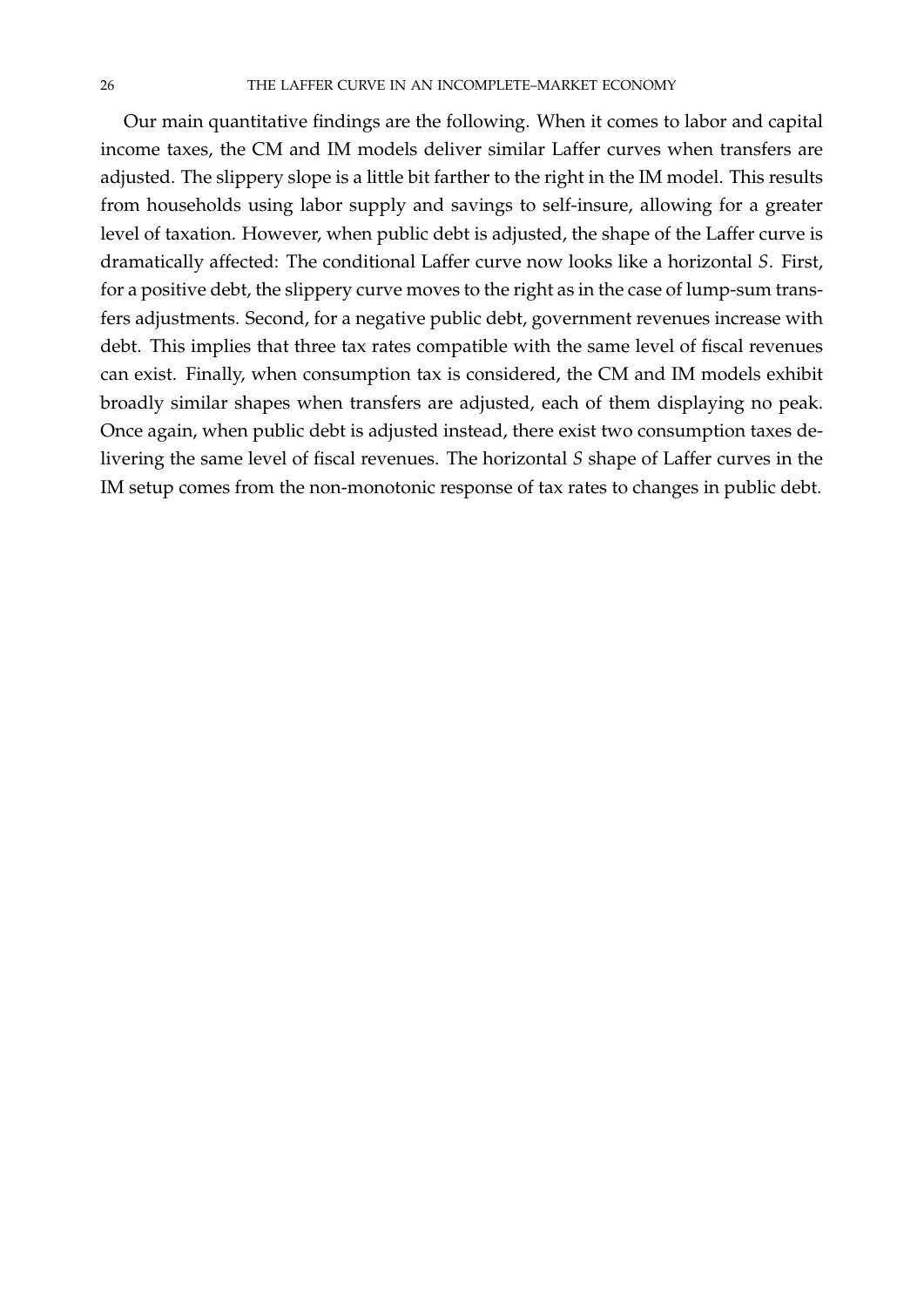Our main quantitative findings are the following. When it comes to labor and capital income taxes, the CM and IM models deliver similar Laffer curves when transfers are adjusted. The slippery slope is a little bit farther to the right in the IM model. This results from households using labor supply and savings to self-insure, allowing for a greater level of taxation. However, when public debt is adjusted, the shape of the Laffer curve is dramatically affected: The conditional Laffer curve now looks like a horizontal *S*. First, for a positive debt, the slippery curve moves to the right as in the case of lump-sum transfers adjustments. Second, for a negative public debt, government revenues increase with debt. This implies that three tax rates compatible with the same level of fiscal revenues can exist. Finally, when consumption tax is considered, the CM and IM models exhibit broadly similar shapes when transfers are adjusted, each of them displaying no peak. Once again, when public debt is adjusted instead, there exist two consumption taxes delivering the same level of fiscal revenues. The horizontal *S* shape of Laffer curves in the IM setup comes from the non-monotonic response of tax rates to changes in public debt.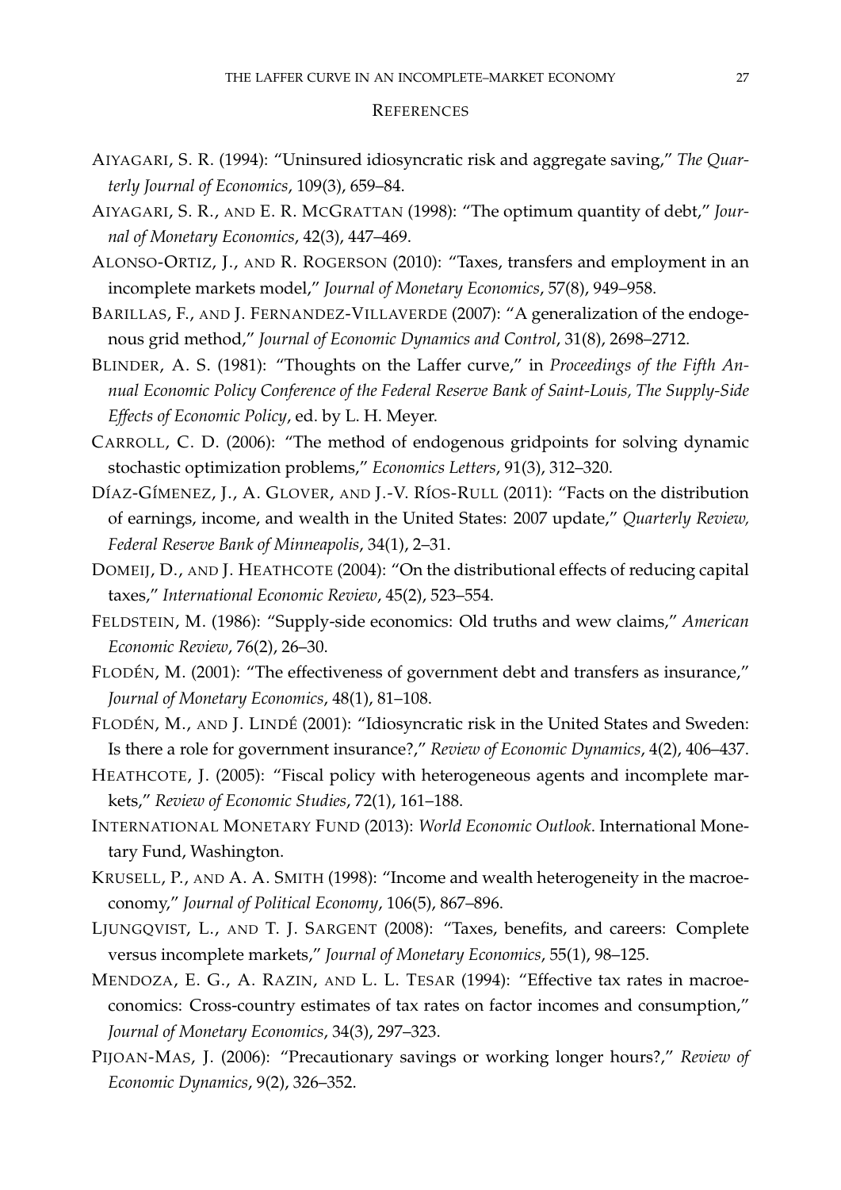## REFERENCES

AIYAGARI, S. R. (1994): "Uninsured idiosyncratic risk and aggregate saving," *The Quarterly Journal of Economics*, 109(3), 659–84.

AIYAGARI, S. R., AND E. R. MCGRATTAN (1998): "The optimum quantity of debt," *Journal of Monetary Economics*, 42(3), 447–469.

ALONSO-ORTIZ, J., AND R. ROGERSON (2010): "Taxes, transfers and employment in an incomplete markets model," *Journal of Monetary Economics*, 57(8), 949–958.

BARILLAS, F., AND J. FERNANDEZ-VILLAVERDE (2007): "A generalization of the endogenous grid method," *Journal of Economic Dynamics and Control*, 31(8), 2698–2712.

BLINDER, A. S. (1981): "Thoughts on the Laffer curve," in *Proceedings of the Fifth Annual Economic Policy Conference of the Federal Reserve Bank of Saint-Louis, The Supply-Side Effects of Economic Policy*, ed. by L. H. Meyer.

CARROLL, C. D. (2006): "The method of endogenous gridpoints for solving dynamic stochastic optimization problems," *Economics Letters*, 91(3), 312–320.

DÍAZ-GÍMENEZ, J., A. GLOVER, AND J.-V. RÍOS-RULL (2011): "Facts on the distribution of earnings, income, and wealth in the United States: 2007 update," *Quarterly Review, Federal Reserve Bank of Minneapolis*, 34(1), 2–31.

DOMEIJ, D., AND J. HEATHCOTE (2004): "On the distributional effects of reducing capital taxes," *International Economic Review*, 45(2), 523–554.

FELDSTEIN, M. (1986): "Supply-side economics: Old truths and wew claims," *American Economic Review*, 76(2), 26–30.

FLODÉN, M. (2001): "The effectiveness of government debt and transfers as insurance," *Journal of Monetary Economics*, 48(1), 81–108.

FLODÉN, M., AND J. LINDÉ (2001): "Idiosyncratic risk in the United States and Sweden: Is there a role for government insurance?," *Review of Economic Dynamics*, 4(2), 406–437.

HEATHCOTE, J. (2005): "Fiscal policy with heterogeneous agents and incomplete markets," *Review of Economic Studies*, 72(1), 161–188.

INTERNATIONAL MONETARY FUND (2013): *World Economic Outlook*. International Monetary Fund, Washington.

KRUSELL, P., AND A. A. SMITH (1998): "Income and wealth heterogeneity in the macroeconomy," *Journal of Political Economy*, 106(5), 867–896.

LJUNGQVIST, L., AND T. J. SARGENT (2008): "Taxes, benefits, and careers: Complete versus incomplete markets," *Journal of Monetary Economics*, 55(1), 98–125.

MENDOZA, E. G., A. RAZIN, AND L. L. TESAR (1994): "Effective tax rates in macroeconomics: Cross-country estimates of tax rates on factor incomes and consumption," *Journal of Monetary Economics*, 34(3), 297–323.

PIJOAN-MAS, J. (2006): "Precautionary savings or working longer hours?," *Review of Economic Dynamics*, 9(2), 326–352.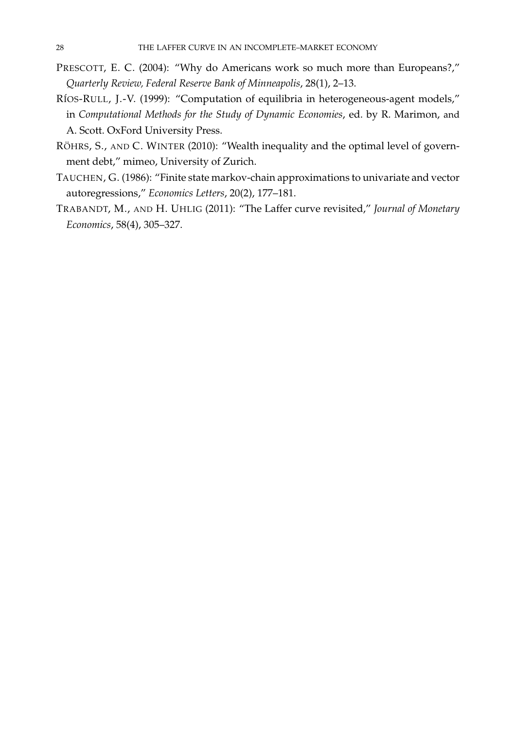PRESCOTT, E. C. (2004): "Why do Americans work so much more than Europeans?," *Quarterly Review, Federal Reserve Bank of Minneapolis*, 28(1), 2–13.

RÍOS-RULL, J.-V. (1999): "Computation of equilibria in heterogeneous-agent models," in *Computational Methods for the Study of Dynamic Economies*, ed. by R. Marimon, and A. Scott. OxFord University Press.

RÖHRS, S., AND C. WINTER (2010): "Wealth inequality and the optimal level of government debt," mimeo, University of Zurich.

TAUCHEN, G. (1986): "Finite state markov-chain approximations to univariate and vector autoregressions," *Economics Letters*, 20(2), 177–181.

TRABANDT, M., AND H. UHLIG (2011): "The Laffer curve revisited," *Journal of Monetary Economics*, 58(4), 305–327.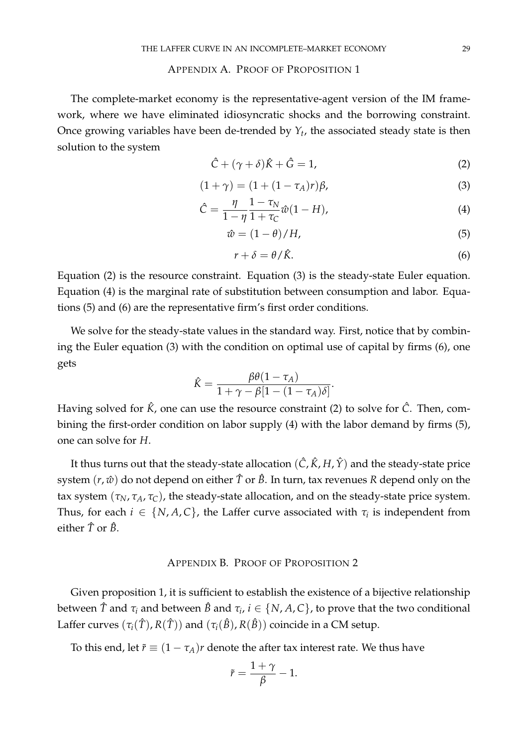## Appendix A. Proof of Proposition 1

The complete-market economy is the representative-agent version of the IM framework, where we have eliminated idiosyncratic shocks and the borrowing constraint. Once growing variables have been de-trended by $Y_t$, the associated steady state is then solution to the system

$$\hat{C} + (\gamma + \delta)\hat{K} + \hat{G} = 1, \tag{2}$$

$$(1 + \gamma) = (1 + (1 - \tau_A)r)\beta, \tag{3}$$

$$\hat{C} = \frac{\eta}{1 - \eta} \frac{1 - \tau_N}{1 + \tau_C} \hat{w}(1 - H), \tag{4}$$

$$\hat{w} = (1 - \theta)/H, \tag{5}$$

$$r + \delta = \theta/\hat{K}. \tag{6}$$

Equation (2) is the resource constraint. Equation (3) is the steady-state Euler equation. Equation (4) is the marginal rate of substitution between consumption and labor. Equations (5) and (6) are the representative firm's first order conditions.

We solve for the steady-state values in the standard way. First, notice that by combining the Euler equation (3) with the condition on optimal use of capital by firms (6), one gets

$$\hat{K} = \frac{\beta\theta(1 - \tau_A)}{1 + \gamma - \beta[1 - (1 - \tau_A)\delta]}.$$

Having solved for $\hat{K}$, one can use the resource constraint (2) to solve for $\hat{C}$. Then, combining the first-order condition on labor supply (4) with the labor demand by firms (5), one can solve for $H$.

It thus turns out that the steady-state allocation $(\hat{C}, \hat{K}, H, \hat{Y})$ and the steady-state price system $(r, \hat{w})$ do not depend on either $\hat{T}$ or $\hat{B}$. In turn, tax revenues $R$ depend only on the tax system $(\tau_N, \tau_A, \tau_C)$, the steady-state allocation, and on the steady-state price system. Thus, for each $i \in \{N, A, C\}$, the Laffer curve associated with $\tau_i$ is independent from either $\hat{T}$ or $\hat{B}$.

## Appendix B. Proof of Proposition 2

Given proposition 1, it is sufficient to establish the existence of a bijective relationship between $\hat{T}$ and $\tau_i$ and between $\hat{B}$ and $\tau_i$, $i \in \{N, A, C\}$, to prove that the two conditional Laffer curves $(\tau_i(\hat{T}), R(\hat{T}))$ and $(\tau_i(\hat{B}), R(\hat{B}))$ coincide in a CM setup.

To this end, let $\tilde{r} \equiv (1 - \tau_A)r$ denote the after tax interest rate. We thus have

$$\tilde{r} = \frac{1 + \gamma}{\beta} - 1.$$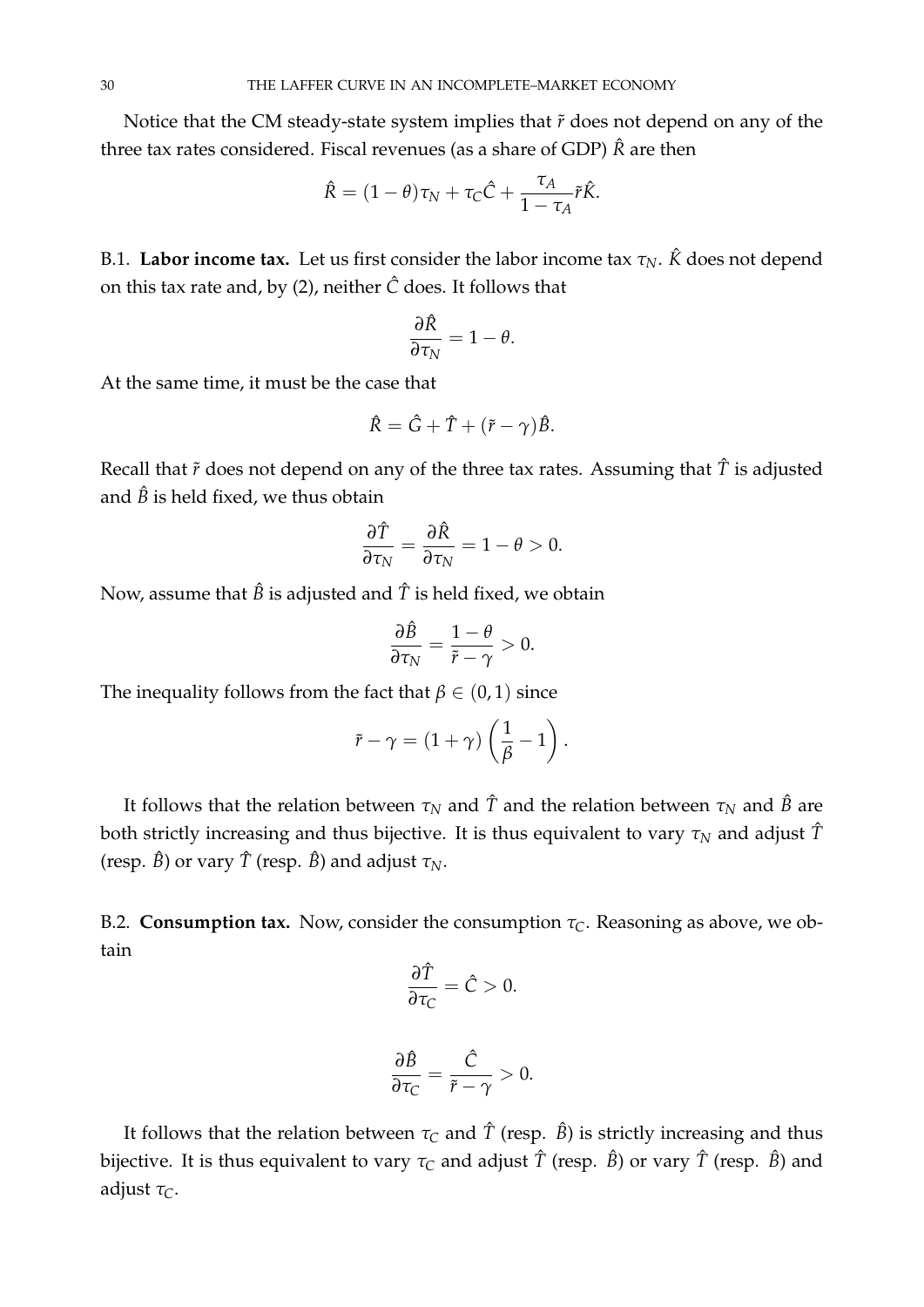Notice that the CM steady-state system implies that $\tilde{r}$ does not depend on any of the three tax rates considered. Fiscal revenues (as a share of GDP) $\hat{R}$ are then

$$\hat{R} = (1-\theta)\tau_N + \tau_C \hat{C} + \frac{\tau_A}{1-\tau_A}\tilde{r}\hat{K}.$$

B.1. **Labor income tax.** Let us first consider the labor income tax $\tau_N$. $\hat{K}$ does not depend on this tax rate and, by (2), neither $\hat{C}$ does. It follows that

$$\frac{\partial \hat{R}}{\partial \tau_N} = 1 - \theta.$$

At the same time, it must be the case that

$$\hat{R} = \hat{G} + \hat{T} + (\tilde{r} - \gamma)\hat{B}.$$

Recall that $\tilde{r}$ does not depend on any of the three tax rates. Assuming that $\hat{T}$ is adjusted and $\hat{B}$ is held fixed, we thus obtain

$$\frac{\partial \hat{T}}{\partial \tau_N} = \frac{\partial \hat{R}}{\partial \tau_N} = 1 - \theta > 0.$$

Now, assume that $\hat{B}$ is adjusted and $\hat{T}$ is held fixed, we obtain

$$\frac{\partial \hat{B}}{\partial \tau_N} = \frac{1-\theta}{\tilde{r} - \gamma} > 0.$$

The inequality follows from the fact that $\beta \in (0,1)$ since

$$\tilde{r} - \gamma = (1+\gamma)\left(\frac{1}{\beta} - 1\right).$$

It follows that the relation between $\tau_N$ and $\hat{T}$ and the relation between $\tau_N$ and $\hat{B}$ are both strictly increasing and thus bijective. It is thus equivalent to vary $\tau_N$ and adjust $\hat{T}$ (resp. $\hat{B}$) or vary $\hat{T}$ (resp. $\hat{B}$) and adjust $\tau_N$.

B.2. **Consumption tax.** Now, consider the consumption $\tau_C$. Reasoning as above, we obtain

$$\frac{\partial \hat{T}}{\partial \tau_C} = \hat{C} > 0.$$

$$\frac{\partial \hat{B}}{\partial \tau_C} = \frac{\hat{C}}{\tilde{r} - \gamma} > 0.$$

It follows that the relation between $\tau_C$ and $\hat{T}$ (resp. $\hat{B}$) is strictly increasing and thus bijective. It is thus equivalent to vary $\tau_C$ and adjust $\hat{T}$ (resp. $\hat{B}$) or vary $\hat{T}$ (resp. $\hat{B}$) and adjust $\tau_C$.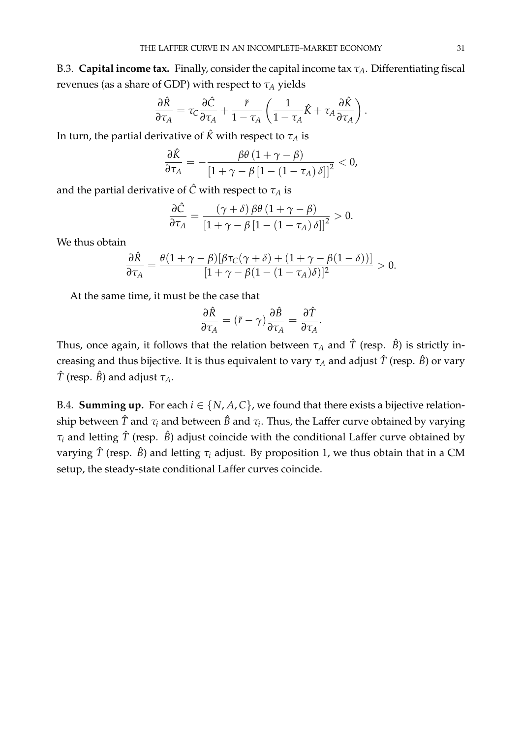B.3. **Capital income tax.** Finally, consider the capital income tax $\tau_A$. Differentiating fiscal revenues (as a share of GDP) with respect to $\tau_A$ yields

$$\frac{\partial \hat{R}}{\partial \tau_A} = \tau_C \frac{\partial \hat{C}}{\partial \tau_A} + \frac{\tilde{r}}{1-\tau_A}\left(\frac{1}{1-\tau_A}\hat{K} + \tau_A \frac{\partial \hat{K}}{\partial \tau_A}\right).$$

In turn, the partial derivative of $\hat{K}$ with respect to $\tau_A$ is

$$\frac{\partial \hat{K}}{\partial \tau_A} = -\frac{\beta\theta\left(1+\gamma-\beta\right)}{\left[1+\gamma-\beta\left[1-\left(1-\tau_A\right)\delta\right]\right]^2} < 0,$$

and the partial derivative of $\hat{C}$ with respect to $\tau_A$ is

$$\frac{\partial \hat{C}}{\partial \tau_A} = \frac{\left(\gamma+\delta\right)\beta\theta\left(1+\gamma-\beta\right)}{\left[1+\gamma-\beta\left[1-\left(1-\tau_A\right)\delta\right]\right]^2} > 0.$$

We thus obtain

$$\frac{\partial \hat{R}}{\partial \tau_A} = \frac{\theta(1+\gamma-\beta)[\beta\tau_C(\gamma+\delta) + (1+\gamma-\beta(1-\delta))]}{[1+\gamma-\beta(1-(1-\tau_A)\delta)]^2} > 0.$$

At the same time, it must be the case that

$$\frac{\partial \hat{R}}{\partial \tau_A} = (\tilde{r}-\gamma)\frac{\partial \hat{B}}{\partial \tau_A} = \frac{\partial \hat{T}}{\partial \tau_A}.$$

Thus, once again, it follows that the relation between $\tau_A$ and $\hat{T}$ (resp. $\hat{B}$) is strictly increasing and thus bijective. It is thus equivalent to vary $\tau_A$ and adjust $\hat{T}$ (resp. $\hat{B}$) or vary $\hat{T}$ (resp. $\hat{B}$) and adjust $\tau_A$.

B.4. **Summing up.** For each $i \in \{N, A, C\}$, we found that there exists a bijective relationship between $\hat{T}$ and $\tau_i$ and between $\hat{B}$ and $\tau_i$. Thus, the Laffer curve obtained by varying $\tau_i$ and letting $\hat{T}$ (resp. $\hat{B}$) adjust coincide with the conditional Laffer curve obtained by varying $\hat{T}$ (resp. $\hat{B}$) and letting $\tau_i$ adjust. By proposition 1, we thus obtain that in a CM setup, the steady-state conditional Laffer curves coincide.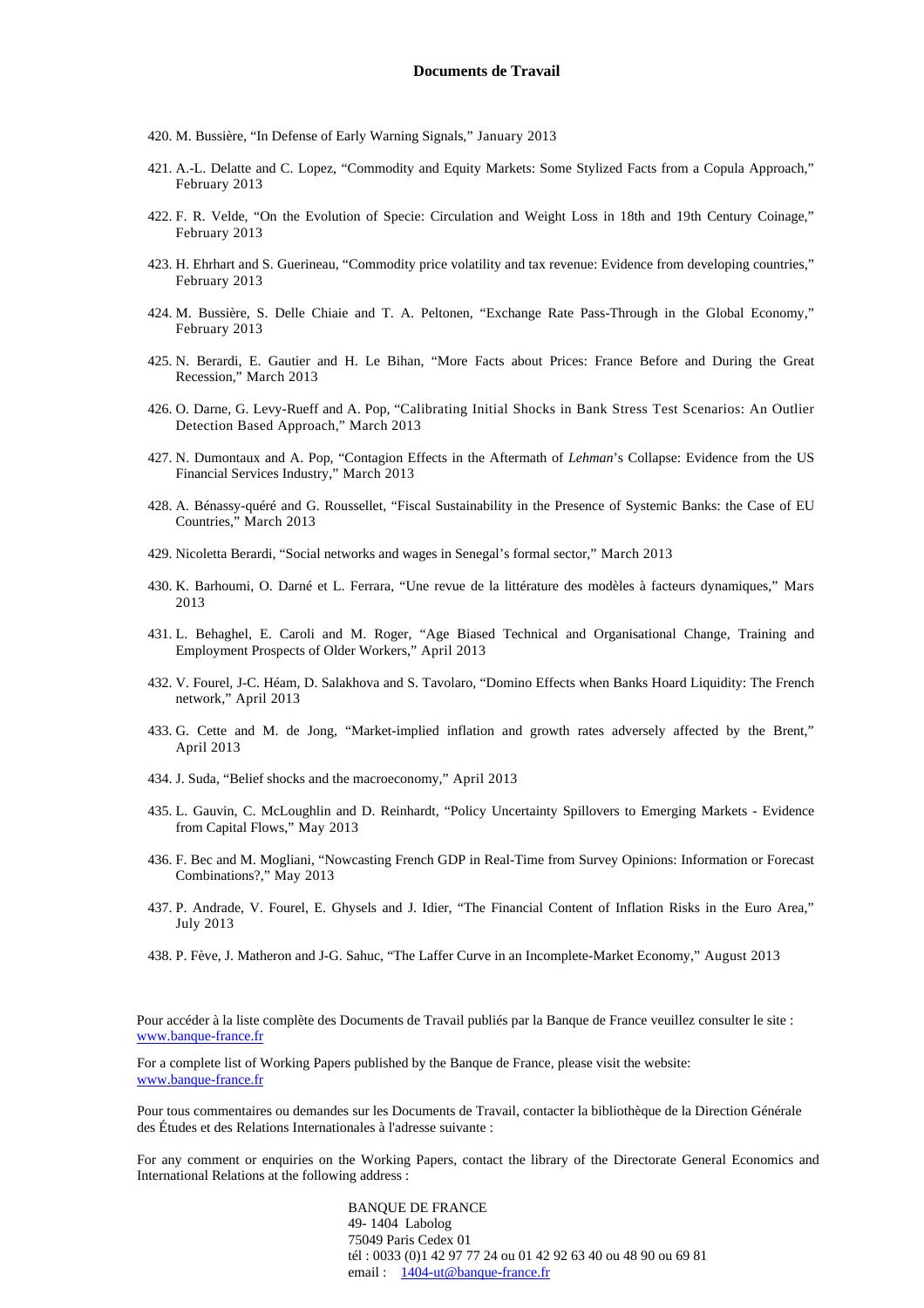# Documents de Travail

420. M. Bussière, "In Defense of Early Warning Signals," January 2013

421. A.-L. Delatte and C. Lopez, "Commodity and Equity Markets: Some Stylized Facts from a Copula Approach," February 2013

422. F. R. Velde, "On the Evolution of Specie: Circulation and Weight Loss in 18th and 19th Century Coinage," February 2013

423. H. Ehrhart and S. Guerineau, "Commodity price volatility and tax revenue: Evidence from developing countries," February 2013

424. M. Bussière, S. Delle Chiaie and T. A. Peltonen, "Exchange Rate Pass-Through in the Global Economy," February 2013

425. N. Berardi, E. Gautier and H. Le Bihan, "More Facts about Prices: France Before and During the Great Recession," March 2013

426. O. Darne, G. Levy-Rueff and A. Pop, "Calibrating Initial Shocks in Bank Stress Test Scenarios: An Outlier Detection Based Approach," March 2013

427. N. Dumontaux and A. Pop, "Contagion Effects in the Aftermath of *Lehman*'s Collapse: Evidence from the US Financial Services Industry," March 2013

428. A. Bénassy-quéré and G. Roussellet, "Fiscal Sustainability in the Presence of Systemic Banks: the Case of EU Countries," March 2013

429. Nicoletta Berardi, "Social networks and wages in Senegal's formal sector," March 2013

430. K. Barhoumi, O. Darné et L. Ferrara, "Une revue de la littérature des modèles à facteurs dynamiques," Mars 2013

431. L. Behaghel, E. Caroli and M. Roger, "Age Biased Technical and Organisational Change, Training and Employment Prospects of Older Workers," April 2013

432. V. Fourel, J-C. Héam, D. Salakhova and S. Tavolaro, "Domino Effects when Banks Hoard Liquidity: The French network," April 2013

433. G. Cette and M. de Jong, "Market-implied inflation and growth rates adversely affected by the Brent," April 2013

434. J. Suda, "Belief shocks and the macroeconomy," April 2013

435. L. Gauvin, C. McLoughlin and D. Reinhardt, "Policy Uncertainty Spillovers to Emerging Markets - Evidence from Capital Flows," May 2013

436. F. Bec and M. Mogliani, "Nowcasting French GDP in Real-Time from Survey Opinions: Information or Forecast Combinations?," May 2013

437. P. Andrade, V. Fourel, E. Ghysels and J. Idier, "The Financial Content of Inflation Risks in the Euro Area," July 2013

438. P. Fève, J. Matheron and J-G. Sahuc, "The Laffer Curve in an Incomplete-Market Economy," August 2013

Pour accéder à la liste complète des Documents de Travail publiés par la Banque de France veuillez consulter le site : www.banque-france.fr

For a complete list of Working Papers published by the Banque de France, please visit the website: www.banque-france.fr

Pour tous commentaires ou demandes sur les Documents de Travail, contacter la bibliothèque de la Direction Générale des Études et des Relations Internationales à l'adresse suivante :

For any comment or enquiries on the Working Papers, contact the library of the Directorate General Economics and International Relations at the following address :

BANQUE DE FRANCE
49- 1404 Labolog
75049 Paris Cedex 01
tél : 0033 (0)1 42 97 77 24 ou 01 42 92 63 40 ou 48 90 ou 69 81
email : 1404-ut@banque-france.fr